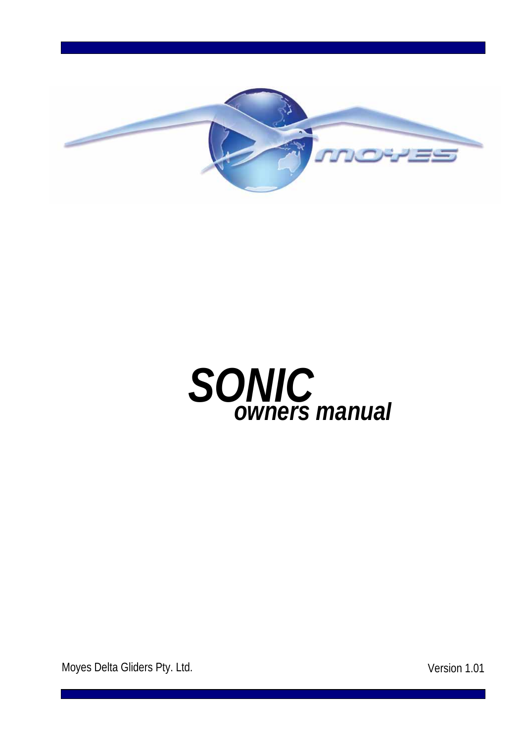# SONIC

## *owners manual*

Moyes Delta Gliders Pty. Ltd.

Version 1.01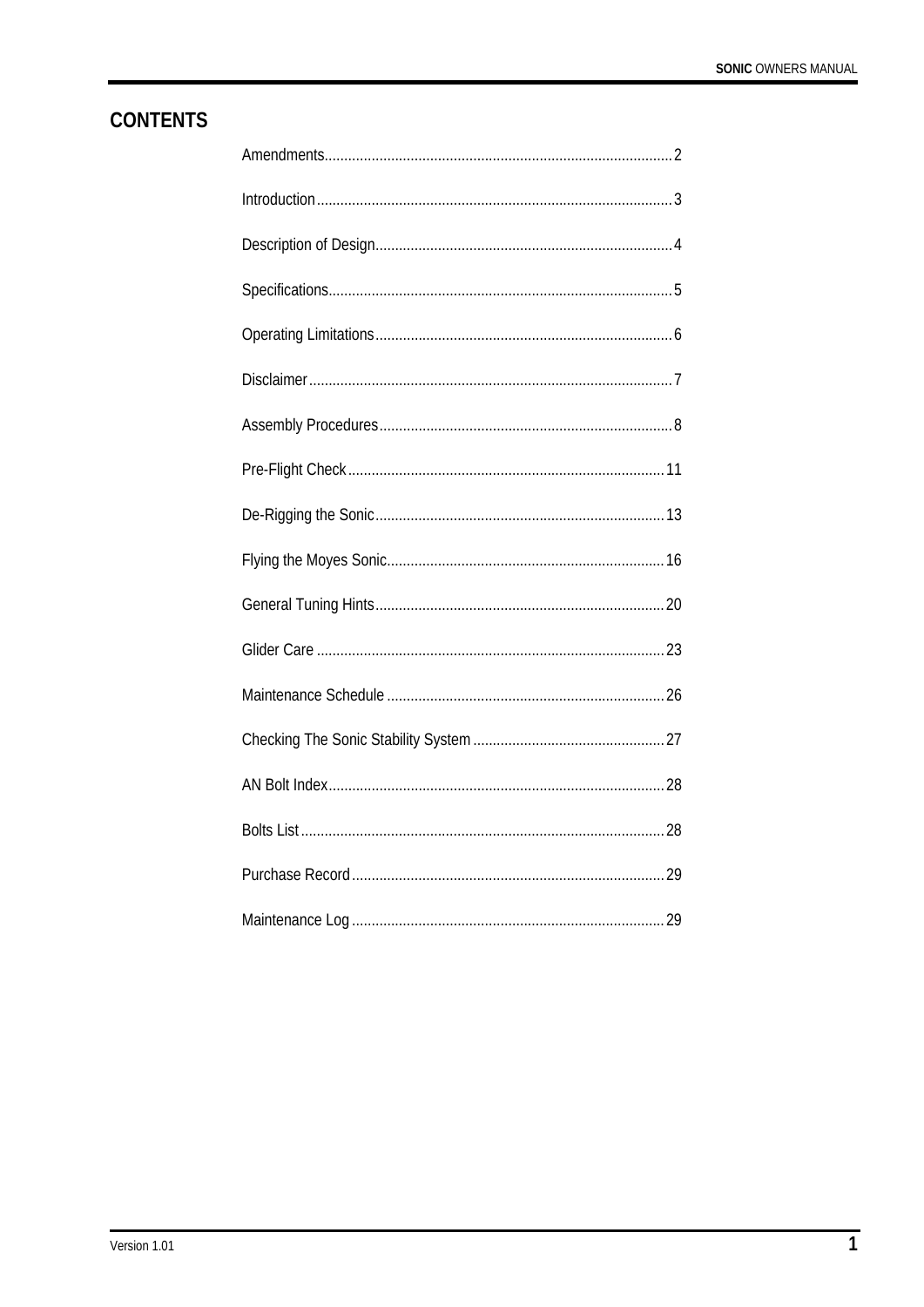# CONTENTS

| Section | Page |
| --- | --- |
| Amendments | 2 |
| Introduction | 3 |
| Description of Design | 4 |
| Specifications | 5 |
| Operating Limitations | 6 |
| Disclaimer | 7 |
| Assembly Procedures | 8 |
| Pre-Flight Check | 11 |
| De-Rigging the Sonic | 13 |
| Flying the Moyes Sonic | 16 |
| General Tuning Hints | 20 |
| Glider Care | 23 |
| Maintenance Schedule | 26 |
| Checking The Sonic Stability System | 27 |
| AN Bolt Index | 28 |
| Bolts List | 28 |
| Purchase Record | 29 |
| Maintenance Log | 29 |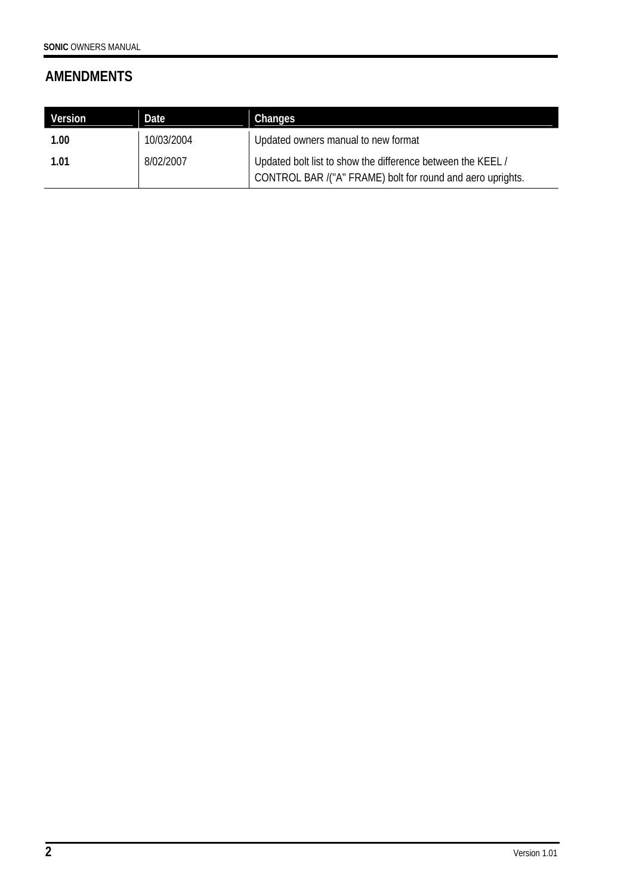## AMENDMENTS

| Version | Date | Changes |
|---|---|---|
| **1.00** | 10/03/2004 | Updated owners manual to new format |
| **1.01** | 8/02/2007 | Updated bolt list to show the difference between the KEEL / CONTROL BAR /("A" FRAME) bolt for round and aero uprights. |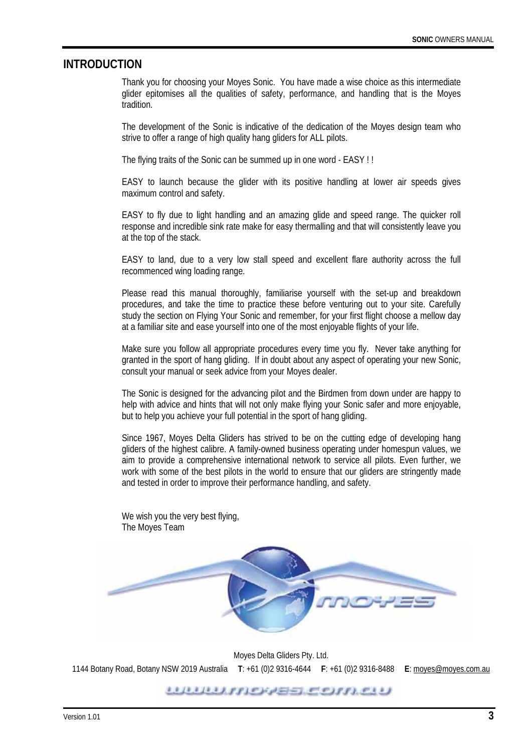# INTRODUCTION

Thank you for choosing your Moyes Sonic. You have made a wise choice as this intermediate glider epitomises all the qualities of safety, performance, and handling that is the Moyes tradition.

The development of the Sonic is indicative of the dedication of the Moyes design team who strive to offer a range of high quality hang gliders for ALL pilots.

The flying traits of the Sonic can be summed up in one word - EASY ! !

EASY to launch because the glider with its positive handling at lower air speeds gives maximum control and safety.

EASY to fly due to light handling and an amazing glide and speed range. The quicker roll response and incredible sink rate make for easy thermalling and that will consistently leave you at the top of the stack.

EASY to land, due to a very low stall speed and excellent flare authority across the full recommenced wing loading range.

Please read this manual thoroughly, familiarise yourself with the set-up and breakdown procedures, and take the time to practice these before venturing out to your site. Carefully study the section on Flying Your Sonic and remember, for your first flight choose a mellow day at a familiar site and ease yourself into one of the most enjoyable flights of your life.

Make sure you follow all appropriate procedures every time you fly. Never take anything for granted in the sport of hang gliding. If in doubt about any aspect of operating your new Sonic, consult your manual or seek advice from your Moyes dealer.

The Sonic is designed for the advancing pilot and the Birdmen from down under are happy to help with advice and hints that will not only make flying your Sonic safer and more enjoyable, but to help you achieve your full potential in the sport of hang gliding.

Since 1967, Moyes Delta Gliders has strived to be on the cutting edge of developing hang gliders of the highest calibre. A family-owned business operating under homespun values, we aim to provide a comprehensive international network to service all pilots. Even further, we work with some of the best pilots in the world to ensure that our gliders are stringently made and tested in order to improve their performance handling, and safety.

We wish you the very best flying,
The Moyes Team

Moyes Delta Gliders Pty. Ltd.

1144 Botany Road, Botany NSW 2019 Australia **T**: +61 (0)2 9316-4644 **F**: +61 (0)2 9316-8488 **E**: moyes@moyes.com.au

www.moyes.com.au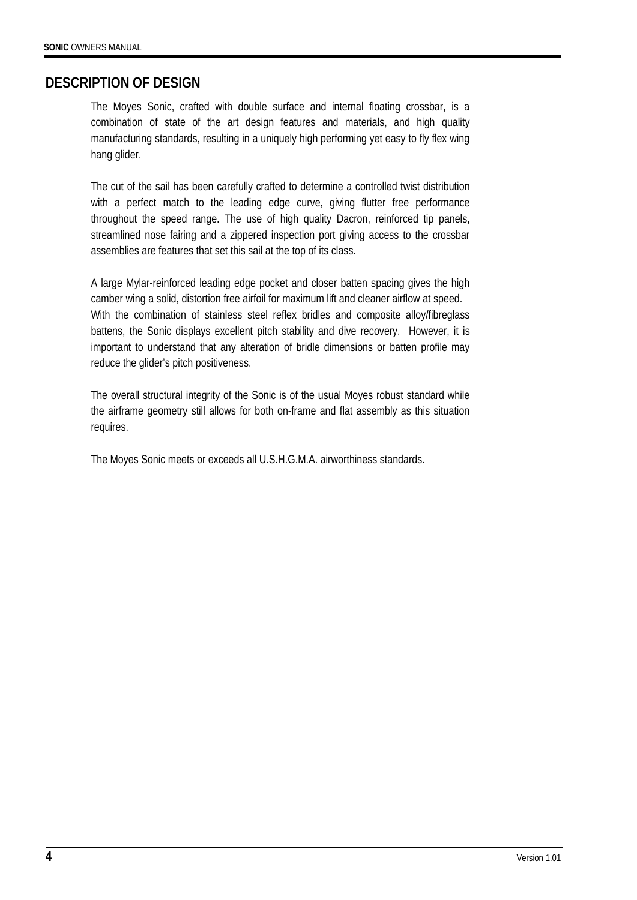## DESCRIPTION OF DESIGN

The Moyes Sonic, crafted with double surface and internal floating crossbar, is a combination of state of the art design features and materials, and high quality manufacturing standards, resulting in a uniquely high performing yet easy to fly flex wing hang glider.

The cut of the sail has been carefully crafted to determine a controlled twist distribution with a perfect match to the leading edge curve, giving flutter free performance throughout the speed range. The use of high quality Dacron, reinforced tip panels, streamlined nose fairing and a zippered inspection port giving access to the crossbar assemblies are features that set this sail at the top of its class.

A large Mylar-reinforced leading edge pocket and closer batten spacing gives the high camber wing a solid, distortion free airfoil for maximum lift and cleaner airflow at speed. With the combination of stainless steel reflex bridles and composite alloy/fibreglass battens, the Sonic displays excellent pitch stability and dive recovery. However, it is important to understand that any alteration of bridle dimensions or batten profile may reduce the glider's pitch positiveness.

The overall structural integrity of the Sonic is of the usual Moyes robust standard while the airframe geometry still allows for both on-frame and flat assembly as this situation requires.

The Moyes Sonic meets or exceeds all U.S.H.G.M.A. airworthiness standards.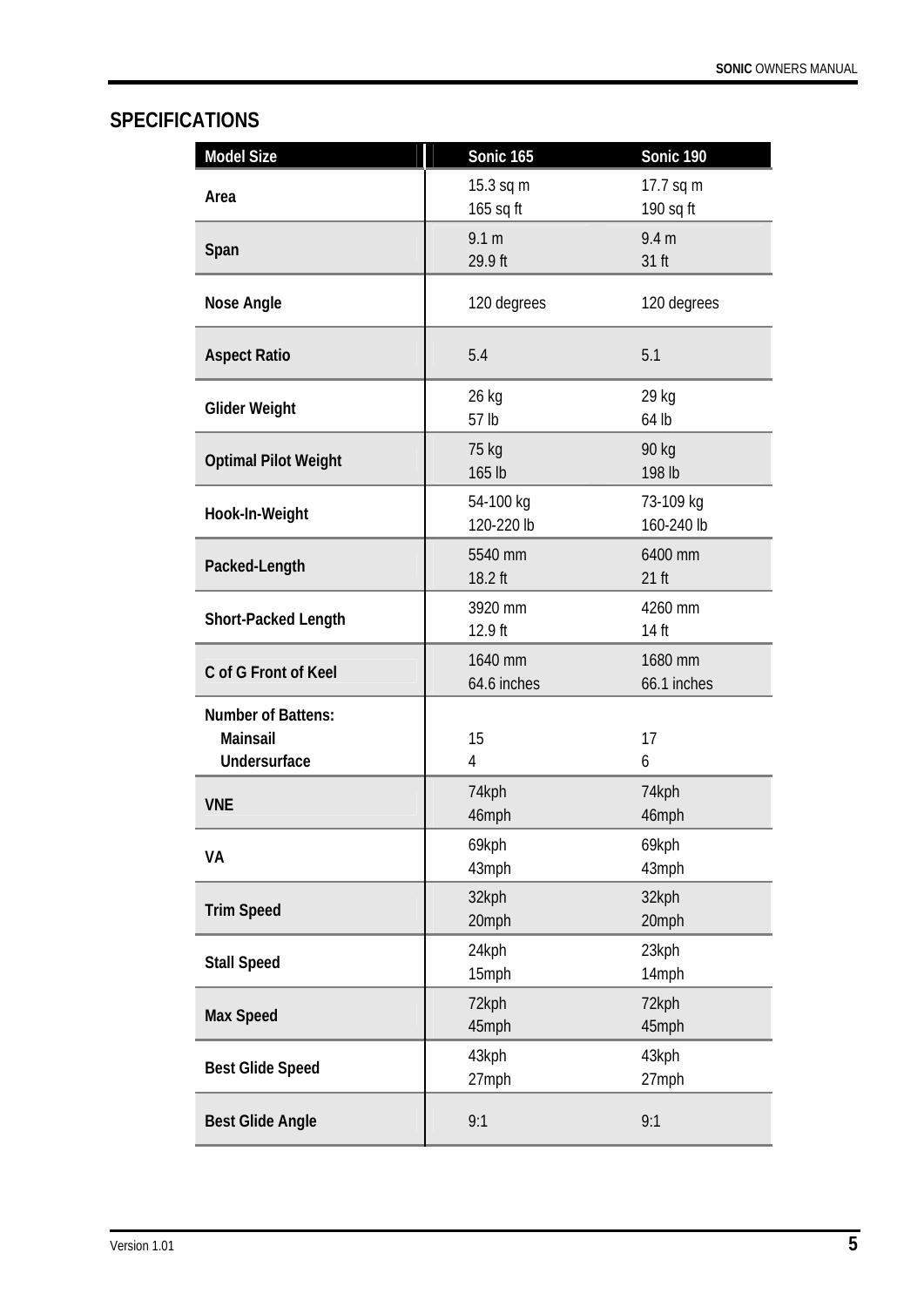## SPECIFICATIONS

| Model Size | Sonic 165 | Sonic 190 |
|---|---|---|
| Area | 15.3 sq m<br>165 sq ft | 17.7 sq m<br>190 sq ft |
| Span | 9.1 m<br>29.9 ft | 9.4 m<br>31 ft |
| Nose Angle | 120 degrees | 120 degrees |
| Aspect Ratio | 5.4 | 5.1 |
| Glider Weight | 26 kg<br>57 lb | 29 kg<br>64 lb |
| Optimal Pilot Weight | 75 kg<br>165 lb | 90 kg<br>198 lb |
| Hook-In-Weight | 54-100 kg<br>120-220 lb | 73-109 kg<br>160-240 lb |
| Packed-Length | 5540 mm<br>18.2 ft | 6400 mm<br>21 ft |
| Short-Packed Length | 3920 mm<br>12.9 ft | 4260 mm<br>14 ft |
| C of G Front of Keel | 1640 mm<br>64.6 inches | 1680 mm<br>66.1 inches |
| Number of Battens:<br>Mainsail<br>Undersurface | <br>15<br>4 | <br>17<br>6 |
| VNE | 74kph<br>46mph | 74kph<br>46mph |
| VA | 69kph<br>43mph | 69kph<br>43mph |
| Trim Speed | 32kph<br>20mph | 32kph<br>20mph |
| Stall Speed | 24kph<br>15mph | 23kph<br>14mph |
| Max Speed | 72kph<br>45mph | 72kph<br>45mph |
| Best Glide Speed | 43kph<br>27mph | 43kph<br>27mph |
| Best Glide Angle | 9:1 | 9:1 |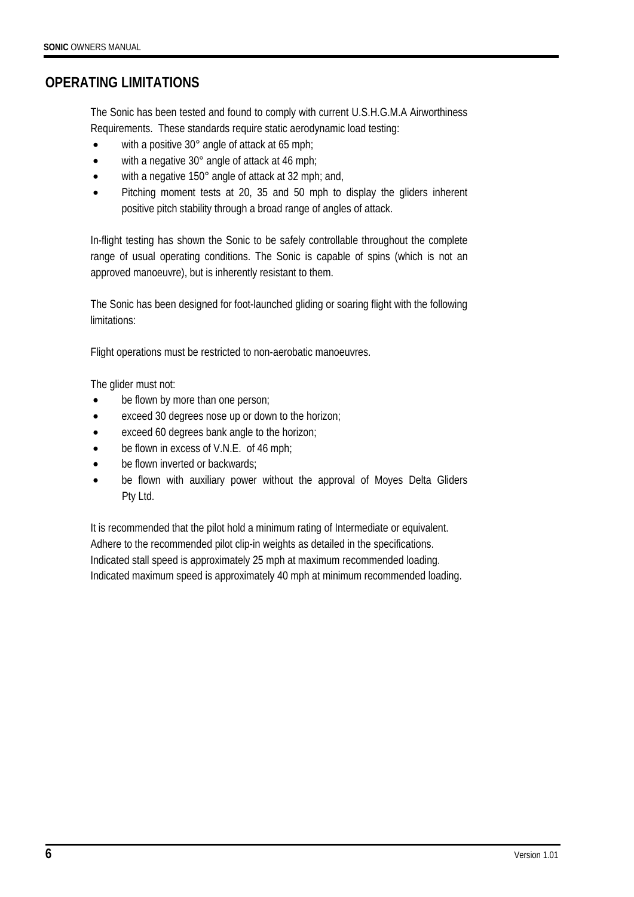# OPERATING LIMITATIONS

The Sonic has been tested and found to comply with current U.S.H.G.M.A Airworthiness Requirements. These standards require static aerodynamic load testing:

- with a positive 30° angle of attack at 65 mph;
- with a negative 30° angle of attack at 46 mph;
- with a negative 150° angle of attack at 32 mph; and,
- Pitching moment tests at 20, 35 and 50 mph to display the gliders inherent positive pitch stability through a broad range of angles of attack.

In-flight testing has shown the Sonic to be safely controllable throughout the complete range of usual operating conditions. The Sonic is capable of spins (which is not an approved manoeuvre), but is inherently resistant to them.

The Sonic has been designed for foot-launched gliding or soaring flight with the following limitations:

Flight operations must be restricted to non-aerobatic manoeuvres.

The glider must not:

- be flown by more than one person;
- exceed 30 degrees nose up or down to the horizon;
- exceed 60 degrees bank angle to the horizon;
- be flown in excess of V.N.E. of 46 mph;
- be flown inverted or backwards;
- be flown with auxiliary power without the approval of Moyes Delta Gliders Pty Ltd.

It is recommended that the pilot hold a minimum rating of Intermediate or equivalent.
Adhere to the recommended pilot clip-in weights as detailed in the specifications.
Indicated stall speed is approximately 25 mph at maximum recommended loading.
Indicated maximum speed is approximately 40 mph at minimum recommended loading.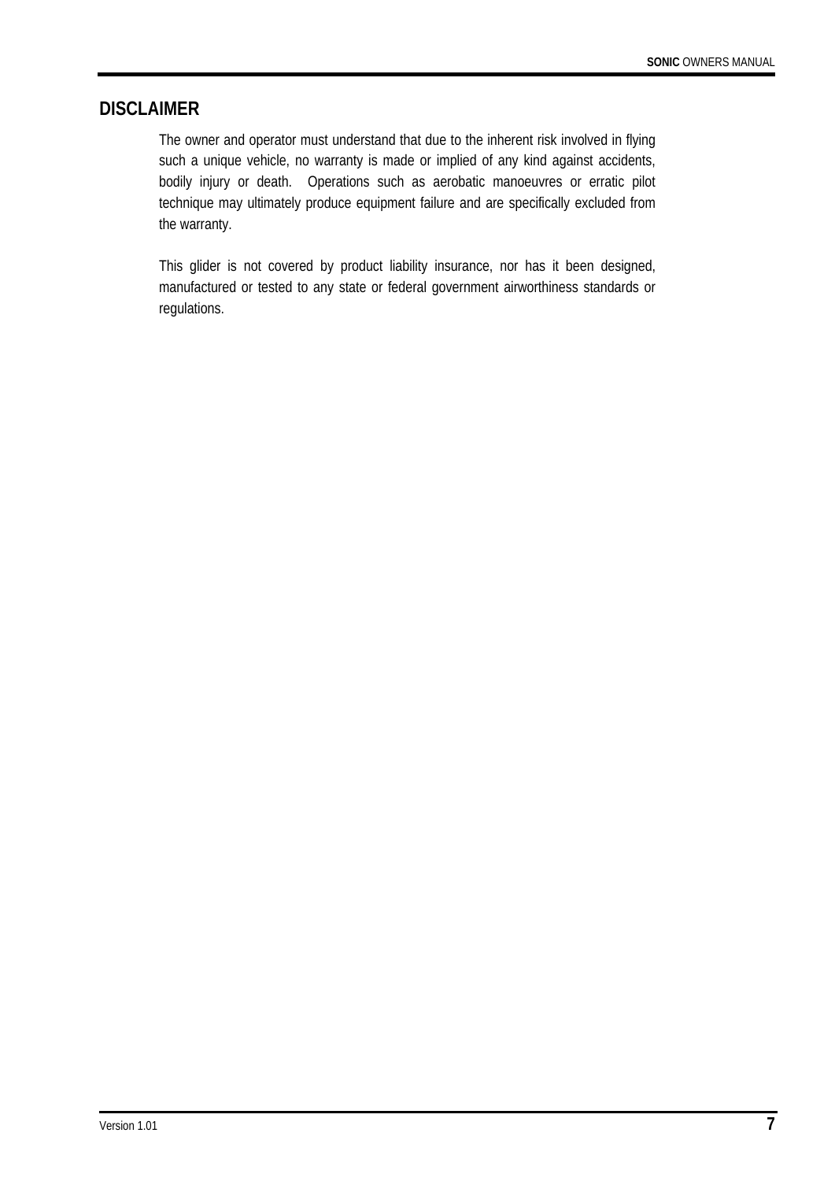## DISCLAIMER

The owner and operator must understand that due to the inherent risk involved in flying such a unique vehicle, no warranty is made or implied of any kind against accidents, bodily injury or death. Operations such as aerobatic manoeuvres or erratic pilot technique may ultimately produce equipment failure and are specifically excluded from the warranty.

This glider is not covered by product liability insurance, nor has it been designed, manufactured or tested to any state or federal government airworthiness standards or regulations.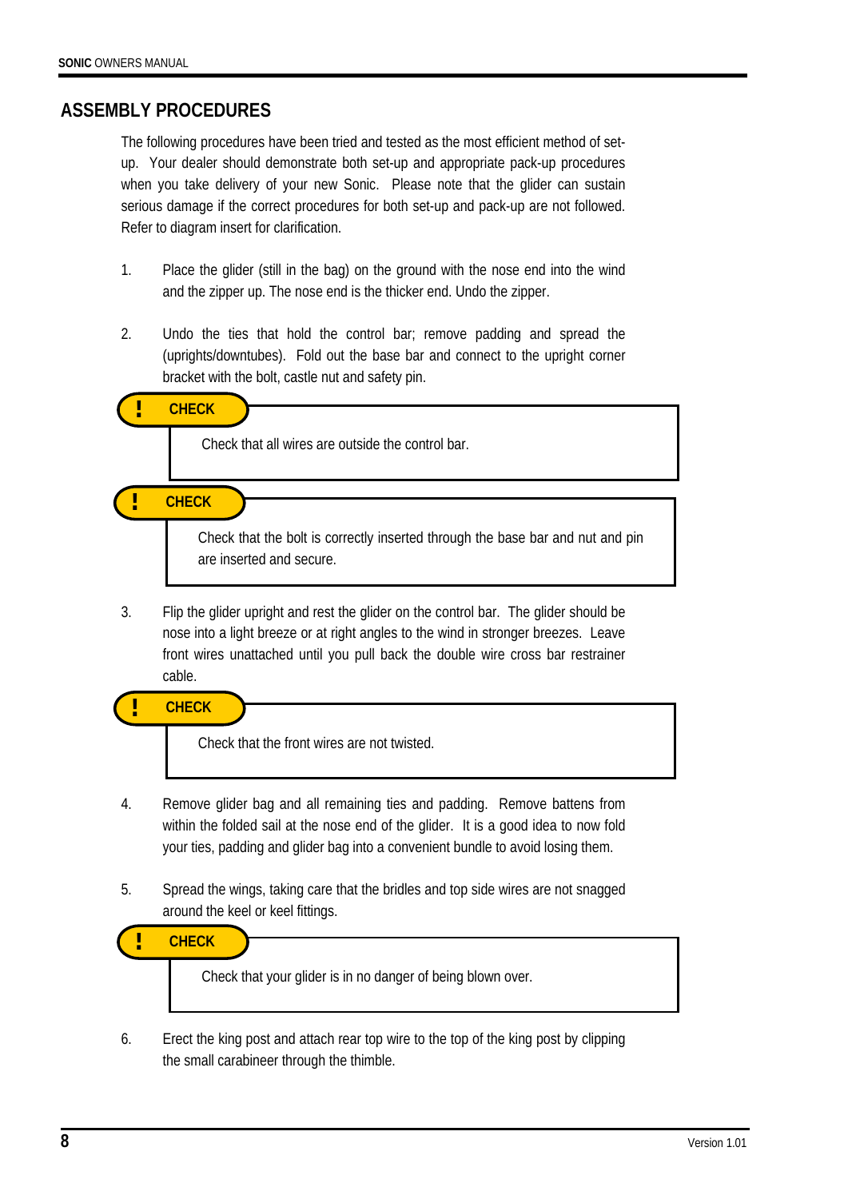## ASSEMBLY PROCEDURES

The following procedures have been tried and tested as the most efficient method of set-up. Your dealer should demonstrate both set-up and appropriate pack-up procedures when you take delivery of your new Sonic. Please note that the glider can sustain serious damage if the correct procedures for both set-up and pack-up are not followed. Refer to diagram insert for clarification.

1. Place the glider (still in the bag) on the ground with the nose end into the wind and the zipper up. The nose end is the thicker end. Undo the zipper.

2. Undo the ties that hold the control bar; remove padding and spread the (uprights/downtubes). Fold out the base bar and connect to the upright corner bracket with the bolt, castle nut and safety pin.

> **! CHECK**
>
> Check that all wires are outside the control bar.

> **! CHECK**
>
> Check that the bolt is correctly inserted through the base bar and nut and pin are inserted and secure.

3. Flip the glider upright and rest the glider on the control bar. The glider should be nose into a light breeze or at right angles to the wind in stronger breezes. Leave front wires unattached until you pull back the double wire cross bar restrainer cable.

> **! CHECK**
>
> Check that the front wires are not twisted.

4. Remove glider bag and all remaining ties and padding. Remove battens from within the folded sail at the nose end of the glider. It is a good idea to now fold your ties, padding and glider bag into a convenient bundle to avoid losing them.

5. Spread the wings, taking care that the bridles and top side wires are not snagged around the keel or keel fittings.

> **! CHECK**
>
> Check that your glider is in no danger of being blown over.

6. Erect the king post and attach rear top wire to the top of the king post by clipping the small carabineer through the thimble.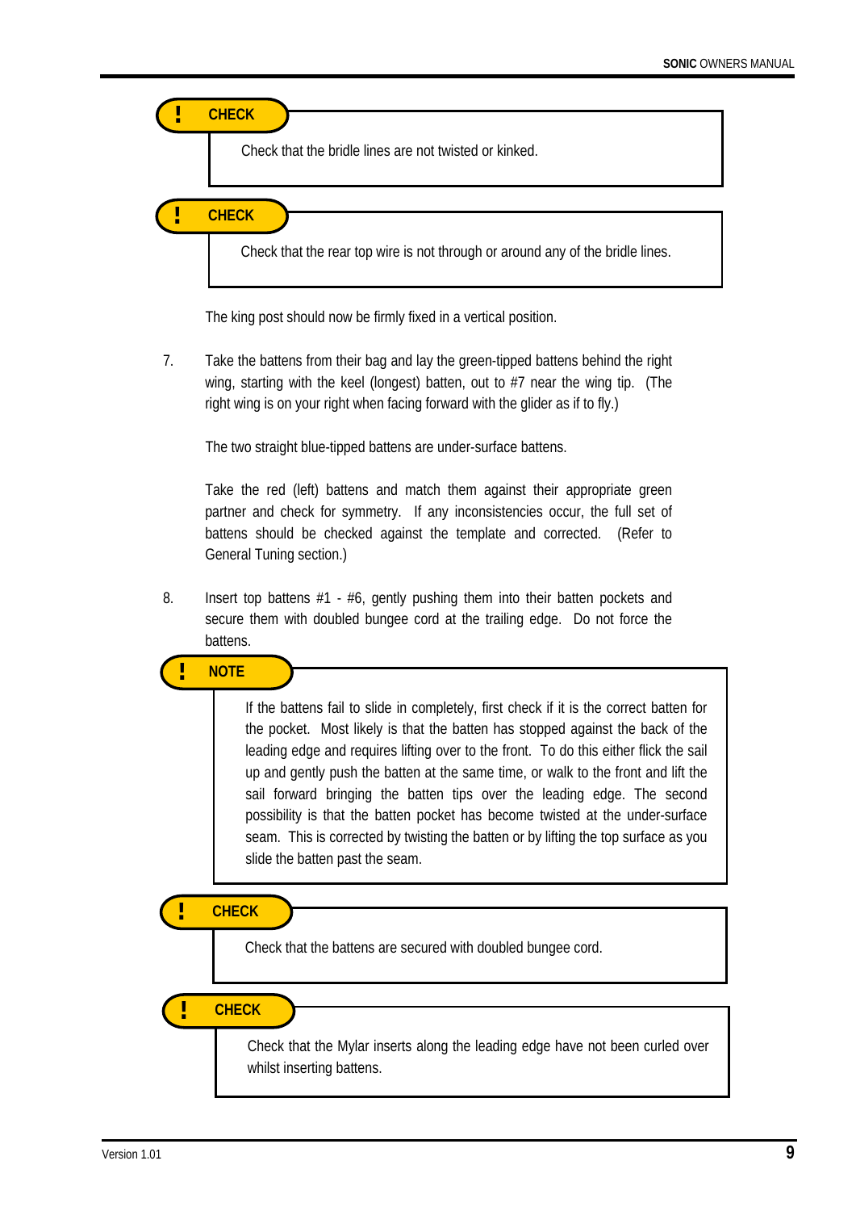**! CHECK**

> Check that the bridle lines are not twisted or kinked.

**! CHECK**

> Check that the rear top wire is not through or around any of the bridle lines.

The king post should now be firmly fixed in a vertical position.

7. Take the battens from their bag and lay the green-tipped battens behind the right wing, starting with the keel (longest) batten, out to #7 near the wing tip. (The right wing is on your right when facing forward with the glider as if to fly.)

   The two straight blue-tipped battens are under-surface battens.

   Take the red (left) battens and match them against their appropriate green partner and check for symmetry. If any inconsistencies occur, the full set of battens should be checked against the template and corrected. (Refer to General Tuning section.)

8. Insert top battens #1 - #6, gently pushing them into their batten pockets and secure them with doubled bungee cord at the trailing edge. Do not force the battens.

**! NOTE**

> If the battens fail to slide in completely, first check if it is the correct batten for the pocket. Most likely is that the batten has stopped against the back of the leading edge and requires lifting over to the front. To do this either flick the sail up and gently push the batten at the same time, or walk to the front and lift the sail forward bringing the batten tips over the leading edge. The second possibility is that the batten pocket has become twisted at the under-surface seam. This is corrected by twisting the batten or by lifting the top surface as you slide the batten past the seam.

**! CHECK**

> Check that the battens are secured with doubled bungee cord.

**! CHECK**

> Check that the Mylar inserts along the leading edge have not been curled over whilst inserting battens.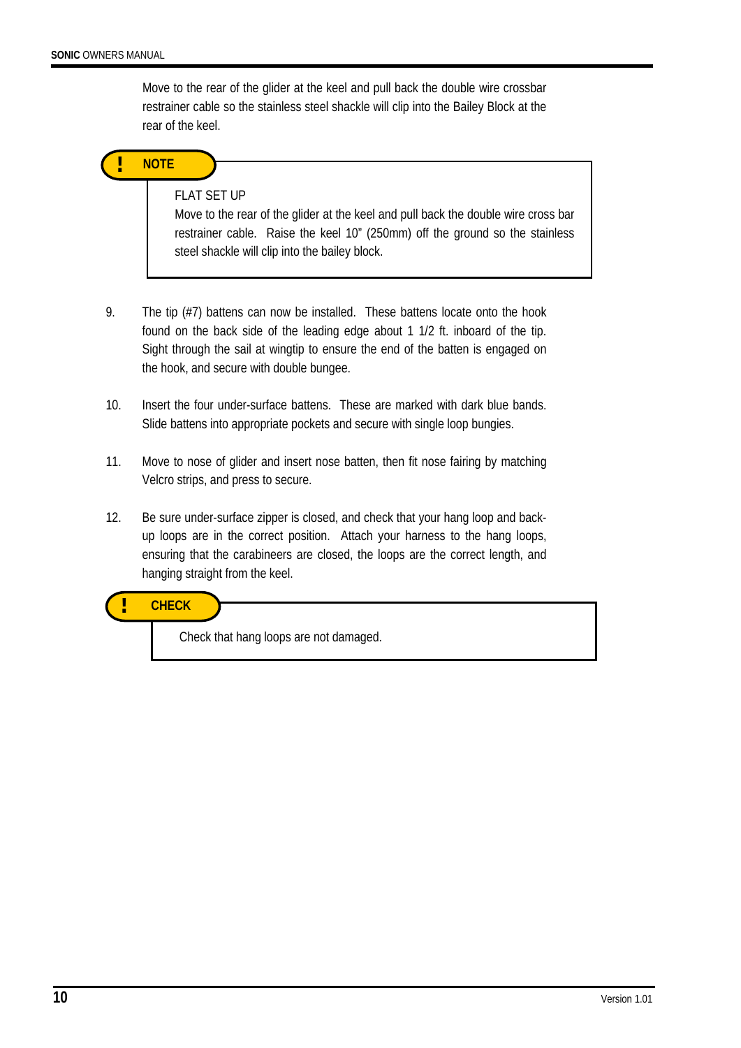Move to the rear of the glider at the keel and pull back the double wire crossbar restrainer cable so the stainless steel shackle will clip into the Bailey Block at the rear of the keel.

> **! NOTE**
>
> FLAT SET UP
>
> Move to the rear of the glider at the keel and pull back the double wire cross bar restrainer cable. Raise the keel 10" (250mm) off the ground so the stainless steel shackle will clip into the bailey block.

9. The tip (#7) battens can now be installed. These battens locate onto the hook found on the back side of the leading edge about 1 1/2 ft. inboard of the tip. Sight through the sail at wingtip to ensure the end of the batten is engaged on the hook, and secure with double bungee.

10. Insert the four under-surface battens. These are marked with dark blue bands. Slide battens into appropriate pockets and secure with single loop bungies.

11. Move to nose of glider and insert nose batten, then fit nose fairing by matching Velcro strips, and press to secure.

12. Be sure under-surface zipper is closed, and check that your hang loop and back-up loops are in the correct position. Attach your harness to the hang loops, ensuring that the carabineers are closed, the loops are the correct length, and hanging straight from the keel.

> **! CHECK**
>
> Check that hang loops are not damaged.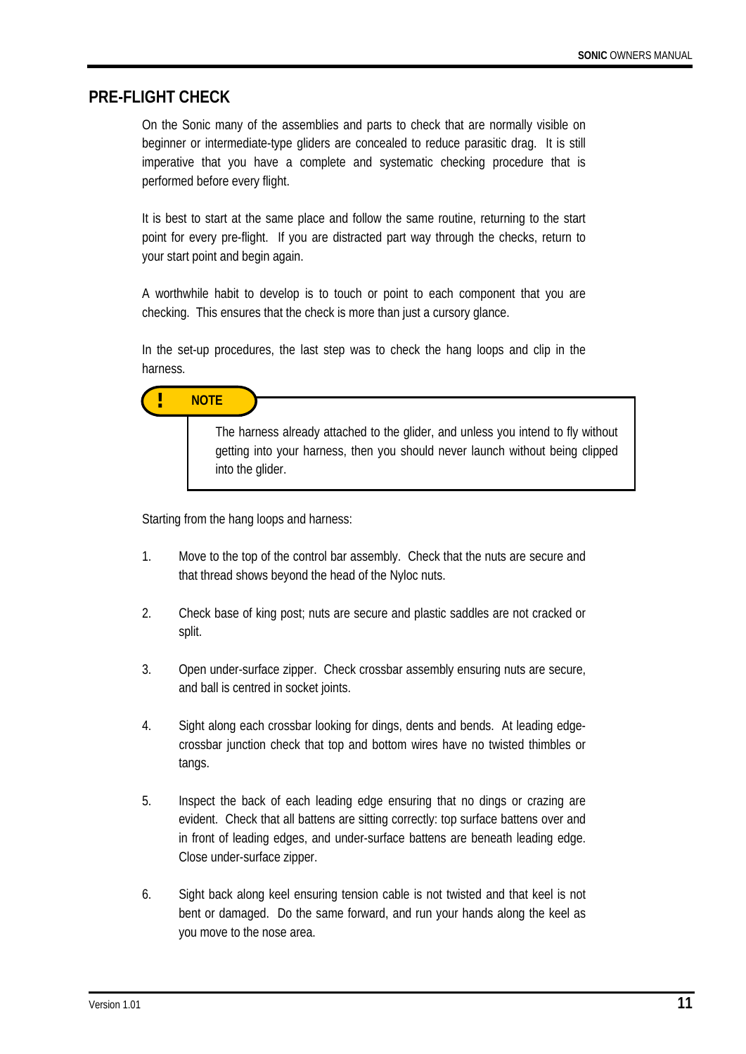## PRE-FLIGHT CHECK

On the Sonic many of the assemblies and parts to check that are normally visible on beginner or intermediate-type gliders are concealed to reduce parasitic drag. It is still imperative that you have a complete and systematic checking procedure that is performed before every flight.

It is best to start at the same place and follow the same routine, returning to the start point for every pre-flight. If you are distracted part way through the checks, return to your start point and begin again.

A worthwhile habit to develop is to touch or point to each component that you are checking. This ensures that the check is more than just a cursory glance.

In the set-up procedures, the last step was to check the hang loops and clip in the harness.

> **! NOTE**
>
> The harness already attached to the glider, and unless you intend to fly without getting into your harness, then you should never launch without being clipped into the glider.

Starting from the hang loops and harness:

1. Move to the top of the control bar assembly. Check that the nuts are secure and that thread shows beyond the head of the Nyloc nuts.

2. Check base of king post; nuts are secure and plastic saddles are not cracked or split.

3. Open under-surface zipper. Check crossbar assembly ensuring nuts are secure, and ball is centred in socket joints.

4. Sight along each crossbar looking for dings, dents and bends. At leading edge-crossbar junction check that top and bottom wires have no twisted thimbles or tangs.

5. Inspect the back of each leading edge ensuring that no dings or crazing are evident. Check that all battens are sitting correctly: top surface battens over and in front of leading edges, and under-surface battens are beneath leading edge. Close under-surface zipper.

6. Sight back along keel ensuring tension cable is not twisted and that keel is not bent or damaged. Do the same forward, and run your hands along the keel as you move to the nose area.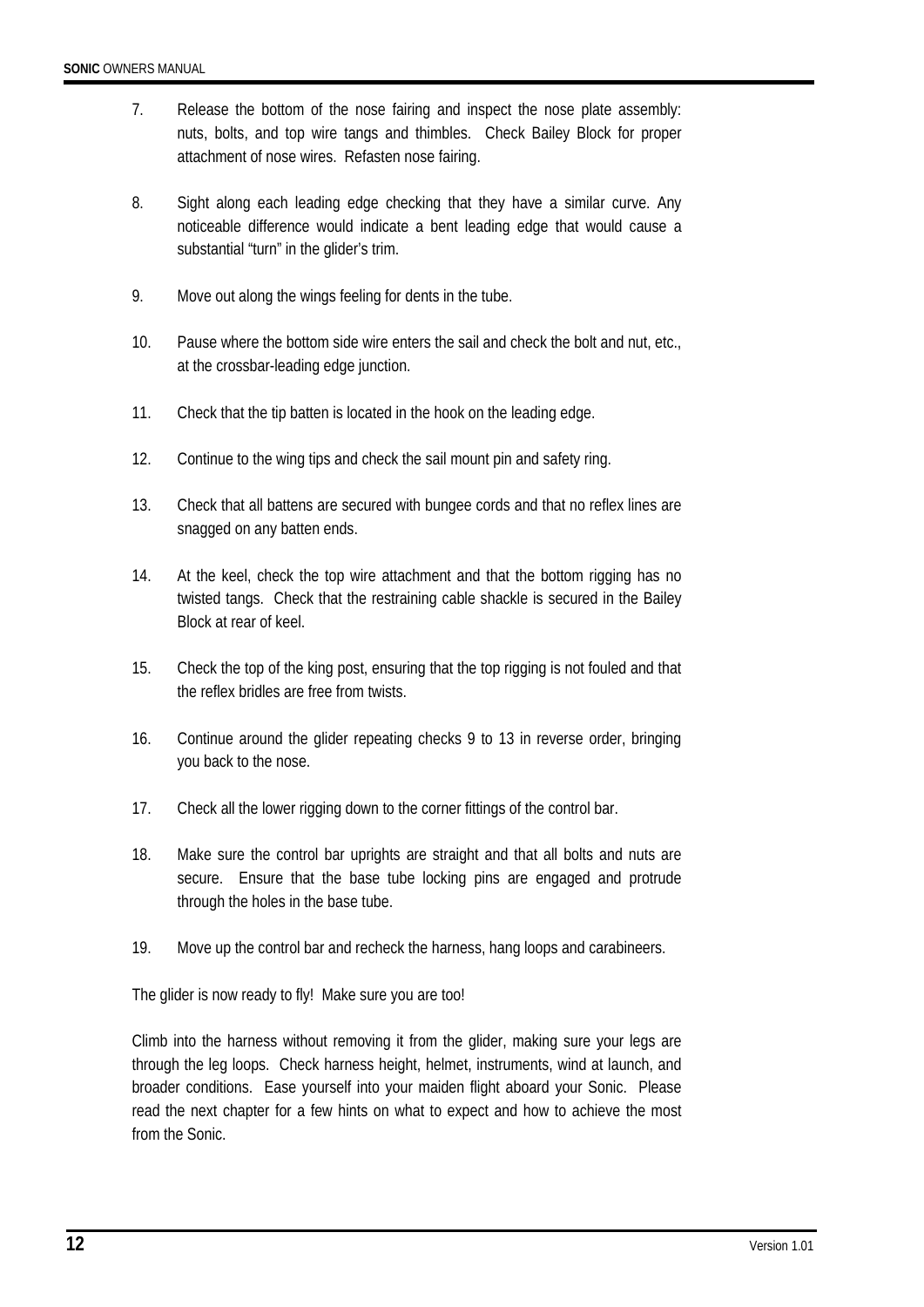7. Release the bottom of the nose fairing and inspect the nose plate assembly: nuts, bolts, and top wire tangs and thimbles. Check Bailey Block for proper attachment of nose wires. Refasten nose fairing.

8. Sight along each leading edge checking that they have a similar curve. Any noticeable difference would indicate a bent leading edge that would cause a substantial "turn" in the glider's trim.

9. Move out along the wings feeling for dents in the tube.

10. Pause where the bottom side wire enters the sail and check the bolt and nut, etc., at the crossbar-leading edge junction.

11. Check that the tip batten is located in the hook on the leading edge.

12. Continue to the wing tips and check the sail mount pin and safety ring.

13. Check that all battens are secured with bungee cords and that no reflex lines are snagged on any batten ends.

14. At the keel, check the top wire attachment and that the bottom rigging has no twisted tangs. Check that the restraining cable shackle is secured in the Bailey Block at rear of keel.

15. Check the top of the king post, ensuring that the top rigging is not fouled and that the reflex bridles are free from twists.

16. Continue around the glider repeating checks 9 to 13 in reverse order, bringing you back to the nose.

17. Check all the lower rigging down to the corner fittings of the control bar.

18. Make sure the control bar uprights are straight and that all bolts and nuts are secure. Ensure that the base tube locking pins are engaged and protrude through the holes in the base tube.

19. Move up the control bar and recheck the harness, hang loops and carabineers.

The glider is now ready to fly! Make sure you are too!

Climb into the harness without removing it from the glider, making sure your legs are through the leg loops. Check harness height, helmet, instruments, wind at launch, and broader conditions. Ease yourself into your maiden flight aboard your Sonic. Please read the next chapter for a few hints on what to expect and how to achieve the most from the Sonic.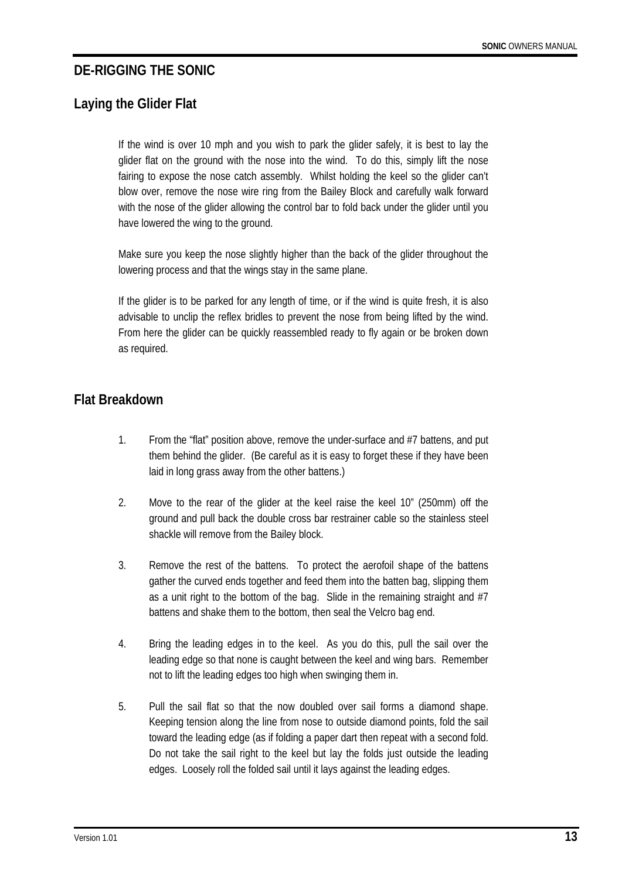## DE-RIGGING THE SONIC

## Laying the Glider Flat

If the wind is over 10 mph and you wish to park the glider safely, it is best to lay the glider flat on the ground with the nose into the wind. To do this, simply lift the nose fairing to expose the nose catch assembly. Whilst holding the keel so the glider can't blow over, remove the nose wire ring from the Bailey Block and carefully walk forward with the nose of the glider allowing the control bar to fold back under the glider until you have lowered the wing to the ground.

Make sure you keep the nose slightly higher than the back of the glider throughout the lowering process and that the wings stay in the same plane.

If the glider is to be parked for any length of time, or if the wind is quite fresh, it is also advisable to unclip the reflex bridles to prevent the nose from being lifted by the wind. From here the glider can be quickly reassembled ready to fly again or be broken down as required.

## Flat Breakdown

1. From the "flat" position above, remove the under-surface and #7 battens, and put them behind the glider. (Be careful as it is easy to forget these if they have been laid in long grass away from the other battens.)

2. Move to the rear of the glider at the keel raise the keel 10" (250mm) off the ground and pull back the double cross bar restrainer cable so the stainless steel shackle will remove from the Bailey block.

3. Remove the rest of the battens. To protect the aerofoil shape of the battens gather the curved ends together and feed them into the batten bag, slipping them as a unit right to the bottom of the bag. Slide in the remaining straight and #7 battens and shake them to the bottom, then seal the Velcro bag end.

4. Bring the leading edges in to the keel. As you do this, pull the sail over the leading edge so that none is caught between the keel and wing bars. Remember not to lift the leading edges too high when swinging them in.

5. Pull the sail flat so that the now doubled over sail forms a diamond shape. Keeping tension along the line from nose to outside diamond points, fold the sail toward the leading edge (as if folding a paper dart then repeat with a second fold. Do not take the sail right to the keel but lay the folds just outside the leading edges. Loosely roll the folded sail until it lays against the leading edges.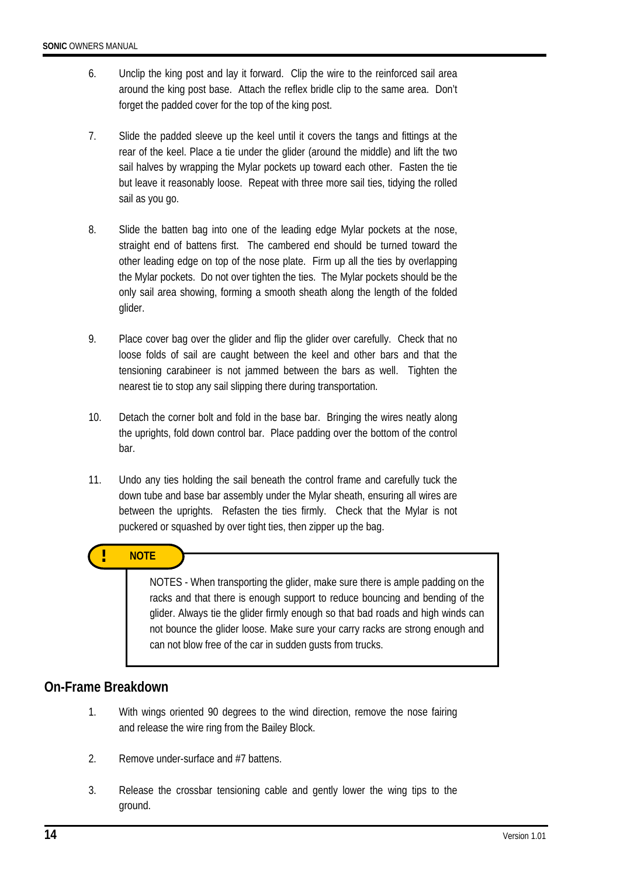6. Unclip the king post and lay it forward. Clip the wire to the reinforced sail area around the king post base. Attach the reflex bridle clip to the same area. Don't forget the padded cover for the top of the king post.

7. Slide the padded sleeve up the keel until it covers the tangs and fittings at the rear of the keel. Place a tie under the glider (around the middle) and lift the two sail halves by wrapping the Mylar pockets up toward each other. Fasten the tie but leave it reasonably loose. Repeat with three more sail ties, tidying the rolled sail as you go.

8. Slide the batten bag into one of the leading edge Mylar pockets at the nose, straight end of battens first. The cambered end should be turned toward the other leading edge on top of the nose plate. Firm up all the ties by overlapping the Mylar pockets. Do not over tighten the ties. The Mylar pockets should be the only sail area showing, forming a smooth sheath along the length of the folded glider.

9. Place cover bag over the glider and flip the glider over carefully. Check that no loose folds of sail are caught between the keel and other bars and that the tensioning carabineer is not jammed between the bars as well. Tighten the nearest tie to stop any sail slipping there during transportation.

10. Detach the corner bolt and fold in the base bar. Bringing the wires neatly along the uprights, fold down control bar. Place padding over the bottom of the control bar.

11. Undo any ties holding the sail beneath the control frame and carefully tuck the down tube and base bar assembly under the Mylar sheath, ensuring all wires are between the uprights. Refasten the ties firmly. Check that the Mylar is not puckered or squashed by over tight ties, then zipper up the bag.

> **! NOTE**
>
> NOTES - When transporting the glider, make sure there is ample padding on the racks and that there is enough support to reduce bouncing and bending of the glider. Always tie the glider firmly enough so that bad roads and high winds can not bounce the glider loose. Make sure your carry racks are strong enough and can not blow free of the car in sudden gusts from trucks.

## On-Frame Breakdown

1. With wings oriented 90 degrees to the wind direction, remove the nose fairing and release the wire ring from the Bailey Block.

2. Remove under-surface and #7 battens.

3. Release the crossbar tensioning cable and gently lower the wing tips to the ground.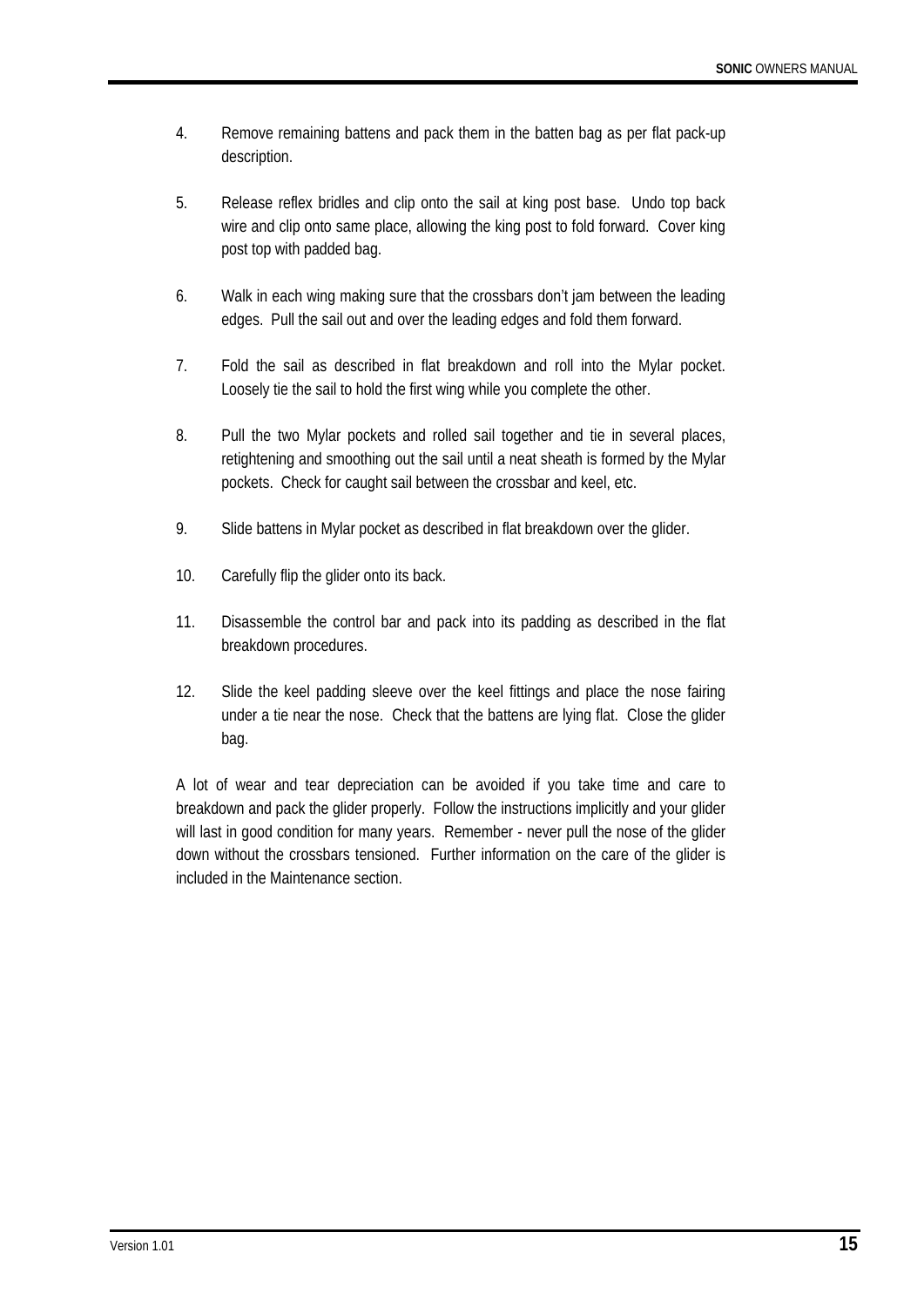4. Remove remaining battens and pack them in the batten bag as per flat pack-up description.

5. Release reflex bridles and clip onto the sail at king post base. Undo top back wire and clip onto same place, allowing the king post to fold forward. Cover king post top with padded bag.

6. Walk in each wing making sure that the crossbars don't jam between the leading edges. Pull the sail out and over the leading edges and fold them forward.

7. Fold the sail as described in flat breakdown and roll into the Mylar pocket. Loosely tie the sail to hold the first wing while you complete the other.

8. Pull the two Mylar pockets and rolled sail together and tie in several places, retightening and smoothing out the sail until a neat sheath is formed by the Mylar pockets. Check for caught sail between the crossbar and keel, etc.

9. Slide battens in Mylar pocket as described in flat breakdown over the glider.

10. Carefully flip the glider onto its back.

11. Disassemble the control bar and pack into its padding as described in the flat breakdown procedures.

12. Slide the keel padding sleeve over the keel fittings and place the nose fairing under a tie near the nose. Check that the battens are lying flat. Close the glider bag.

A lot of wear and tear depreciation can be avoided if you take time and care to breakdown and pack the glider properly. Follow the instructions implicitly and your glider will last in good condition for many years. Remember - never pull the nose of the glider down without the crossbars tensioned. Further information on the care of the glider is included in the Maintenance section.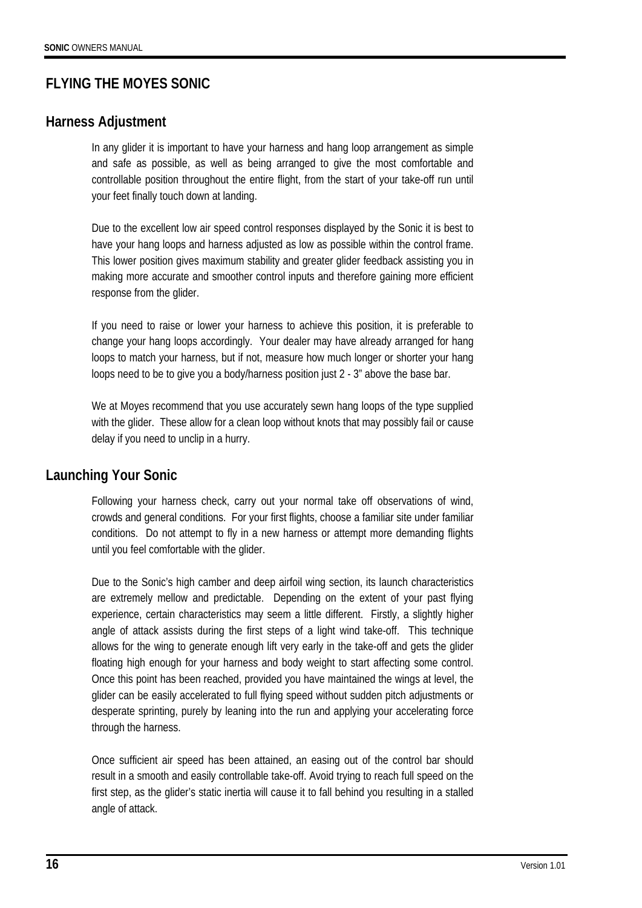# FLYING THE MOYES SONIC

## Harness Adjustment

In any glider it is important to have your harness and hang loop arrangement as simple and safe as possible, as well as being arranged to give the most comfortable and controllable position throughout the entire flight, from the start of your take-off run until your feet finally touch down at landing.

Due to the excellent low air speed control responses displayed by the Sonic it is best to have your hang loops and harness adjusted as low as possible within the control frame. This lower position gives maximum stability and greater glider feedback assisting you in making more accurate and smoother control inputs and therefore gaining more efficient response from the glider.

If you need to raise or lower your harness to achieve this position, it is preferable to change your hang loops accordingly. Your dealer may have already arranged for hang loops to match your harness, but if not, measure how much longer or shorter your hang loops need to be to give you a body/harness position just 2 - 3" above the base bar.

We at Moyes recommend that you use accurately sewn hang loops of the type supplied with the glider. These allow for a clean loop without knots that may possibly fail or cause delay if you need to unclip in a hurry.

## Launching Your Sonic

Following your harness check, carry out your normal take off observations of wind, crowds and general conditions. For your first flights, choose a familiar site under familiar conditions. Do not attempt to fly in a new harness or attempt more demanding flights until you feel comfortable with the glider.

Due to the Sonic's high camber and deep airfoil wing section, its launch characteristics are extremely mellow and predictable. Depending on the extent of your past flying experience, certain characteristics may seem a little different. Firstly, a slightly higher angle of attack assists during the first steps of a light wind take-off. This technique allows for the wing to generate enough lift very early in the take-off and gets the glider floating high enough for your harness and body weight to start affecting some control. Once this point has been reached, provided you have maintained the wings at level, the glider can be easily accelerated to full flying speed without sudden pitch adjustments or desperate sprinting, purely by leaning into the run and applying your accelerating force through the harness.

Once sufficient air speed has been attained, an easing out of the control bar should result in a smooth and easily controllable take-off. Avoid trying to reach full speed on the first step, as the glider's static inertia will cause it to fall behind you resulting in a stalled angle of attack.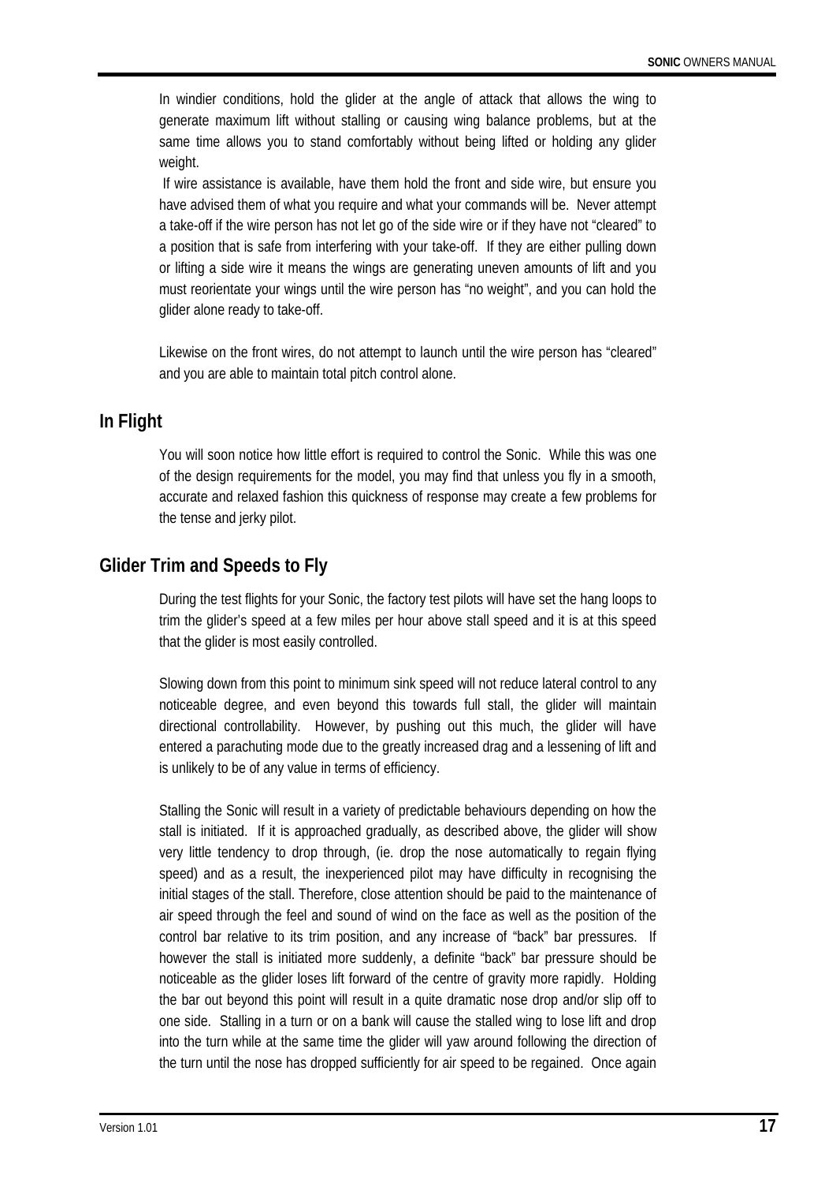In windier conditions, hold the glider at the angle of attack that allows the wing to generate maximum lift without stalling or causing wing balance problems, but at the same time allows you to stand comfortably without being lifted or holding any glider weight.

If wire assistance is available, have them hold the front and side wire, but ensure you have advised them of what you require and what your commands will be. Never attempt a take-off if the wire person has not let go of the side wire or if they have not "cleared" to a position that is safe from interfering with your take-off. If they are either pulling down or lifting a side wire it means the wings are generating uneven amounts of lift and you must reorientate your wings until the wire person has "no weight", and you can hold the glider alone ready to take-off.

Likewise on the front wires, do not attempt to launch until the wire person has "cleared" and you are able to maintain total pitch control alone.

## In Flight

You will soon notice how little effort is required to control the Sonic. While this was one of the design requirements for the model, you may find that unless you fly in a smooth, accurate and relaxed fashion this quickness of response may create a few problems for the tense and jerky pilot.

## Glider Trim and Speeds to Fly

During the test flights for your Sonic, the factory test pilots will have set the hang loops to trim the glider's speed at a few miles per hour above stall speed and it is at this speed that the glider is most easily controlled.

Slowing down from this point to minimum sink speed will not reduce lateral control to any noticeable degree, and even beyond this towards full stall, the glider will maintain directional controllability. However, by pushing out this much, the glider will have entered a parachuting mode due to the greatly increased drag and a lessening of lift and is unlikely to be of any value in terms of efficiency.

Stalling the Sonic will result in a variety of predictable behaviours depending on how the stall is initiated. If it is approached gradually, as described above, the glider will show very little tendency to drop through, (ie. drop the nose automatically to regain flying speed) and as a result, the inexperienced pilot may have difficulty in recognising the initial stages of the stall. Therefore, close attention should be paid to the maintenance of air speed through the feel and sound of wind on the face as well as the position of the control bar relative to its trim position, and any increase of "back" bar pressures. If however the stall is initiated more suddenly, a definite "back" bar pressure should be noticeable as the glider loses lift forward of the centre of gravity more rapidly. Holding the bar out beyond this point will result in a quite dramatic nose drop and/or slip off to one side. Stalling in a turn or on a bank will cause the stalled wing to lose lift and drop into the turn while at the same time the glider will yaw around following the direction of the turn until the nose has dropped sufficiently for air speed to be regained. Once again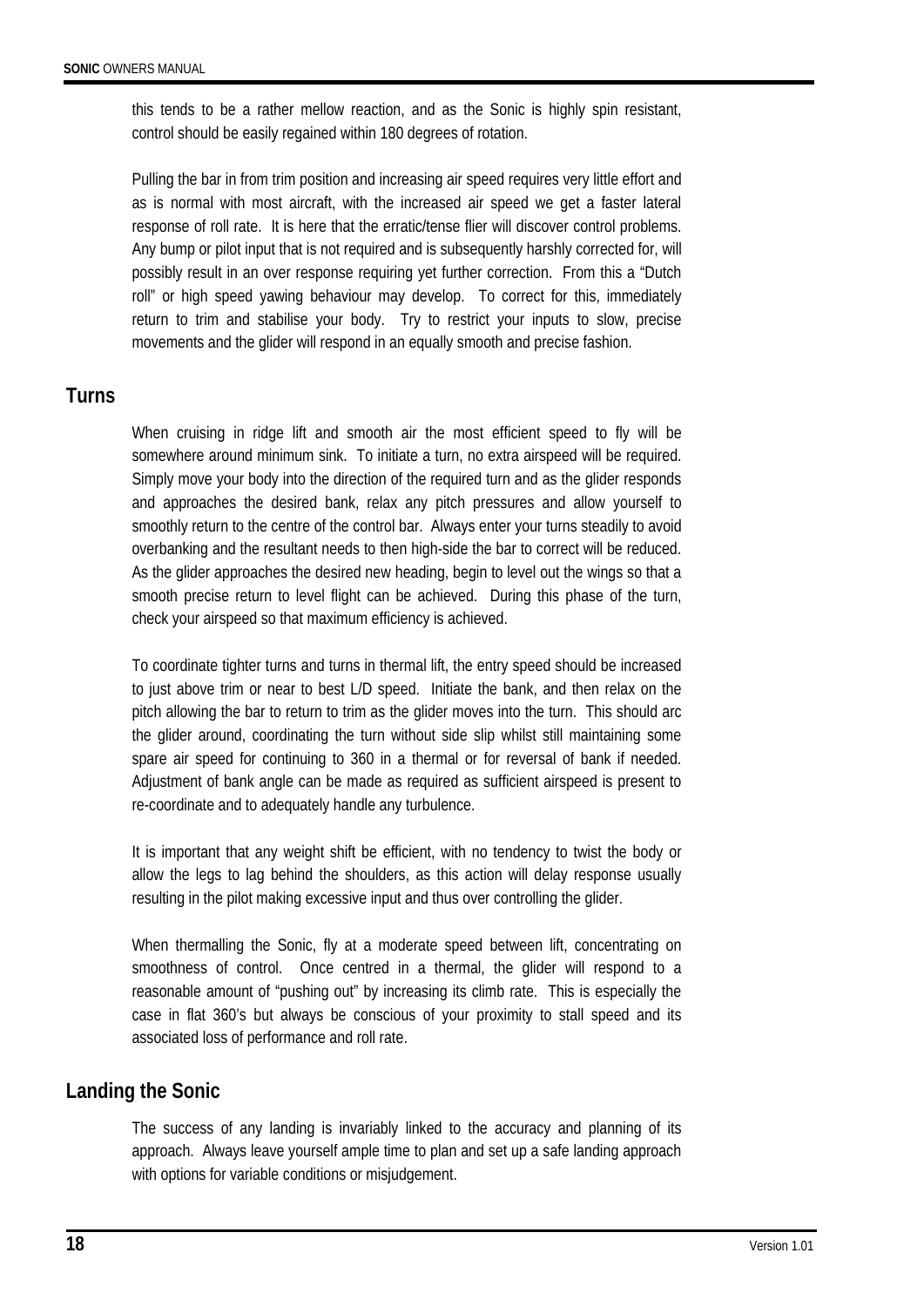this tends to be a rather mellow reaction, and as the Sonic is highly spin resistant, control should be easily regained within 180 degrees of rotation.

Pulling the bar in from trim position and increasing air speed requires very little effort and as is normal with most aircraft, with the increased air speed we get a faster lateral response of roll rate. It is here that the erratic/tense flier will discover control problems. Any bump or pilot input that is not required and is subsequently harshly corrected for, will possibly result in an over response requiring yet further correction. From this a "Dutch roll" or high speed yawing behaviour may develop. To correct for this, immediately return to trim and stabilise your body. Try to restrict your inputs to slow, precise movements and the glider will respond in an equally smooth and precise fashion.

## Turns

When cruising in ridge lift and smooth air the most efficient speed to fly will be somewhere around minimum sink. To initiate a turn, no extra airspeed will be required. Simply move your body into the direction of the required turn and as the glider responds and approaches the desired bank, relax any pitch pressures and allow yourself to smoothly return to the centre of the control bar. Always enter your turns steadily to avoid overbanking and the resultant needs to then high-side the bar to correct will be reduced. As the glider approaches the desired new heading, begin to level out the wings so that a smooth precise return to level flight can be achieved. During this phase of the turn, check your airspeed so that maximum efficiency is achieved.

To coordinate tighter turns and turns in thermal lift, the entry speed should be increased to just above trim or near to best L/D speed. Initiate the bank, and then relax on the pitch allowing the bar to return to trim as the glider moves into the turn. This should arc the glider around, coordinating the turn without side slip whilst still maintaining some spare air speed for continuing to 360 in a thermal or for reversal of bank if needed. Adjustment of bank angle can be made as required as sufficient airspeed is present to re-coordinate and to adequately handle any turbulence.

It is important that any weight shift be efficient, with no tendency to twist the body or allow the legs to lag behind the shoulders, as this action will delay response usually resulting in the pilot making excessive input and thus over controlling the glider.

When thermalling the Sonic, fly at a moderate speed between lift, concentrating on smoothness of control. Once centred in a thermal, the glider will respond to a reasonable amount of "pushing out" by increasing its climb rate. This is especially the case in flat 360's but always be conscious of your proximity to stall speed and its associated loss of performance and roll rate.

## Landing the Sonic

The success of any landing is invariably linked to the accuracy and planning of its approach. Always leave yourself ample time to plan and set up a safe landing approach with options for variable conditions or misjudgement.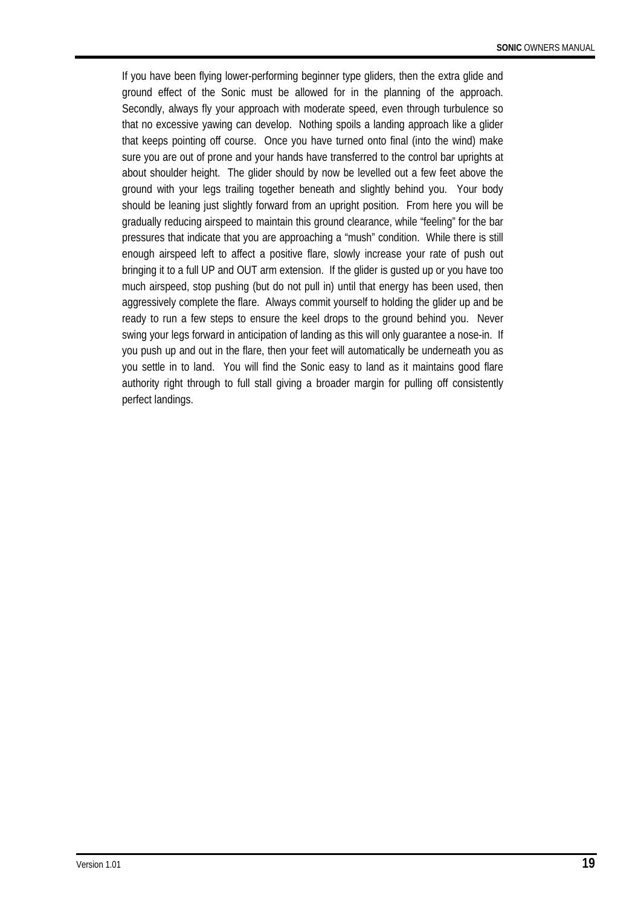If you have been flying lower-performing beginner type gliders, then the extra glide and ground effect of the Sonic must be allowed for in the planning of the approach. Secondly, always fly your approach with moderate speed, even through turbulence so that no excessive yawing can develop. Nothing spoils a landing approach like a glider that keeps pointing off course. Once you have turned onto final (into the wind) make sure you are out of prone and your hands have transferred to the control bar uprights at about shoulder height. The glider should by now be levelled out a few feet above the ground with your legs trailing together beneath and slightly behind you. Your body should be leaning just slightly forward from an upright position. From here you will be gradually reducing airspeed to maintain this ground clearance, while "feeling" for the bar pressures that indicate that you are approaching a "mush" condition. While there is still enough airspeed left to affect a positive flare, slowly increase your rate of push out bringing it to a full UP and OUT arm extension. If the glider is gusted up or you have too much airspeed, stop pushing (but do not pull in) until that energy has been used, then aggressively complete the flare. Always commit yourself to holding the glider up and be ready to run a few steps to ensure the keel drops to the ground behind you. Never swing your legs forward in anticipation of landing as this will only guarantee a nose-in. If you push up and out in the flare, then your feet will automatically be underneath you as you settle in to land. You will find the Sonic easy to land as it maintains good flare authority right through to full stall giving a broader margin for pulling off consistently perfect landings.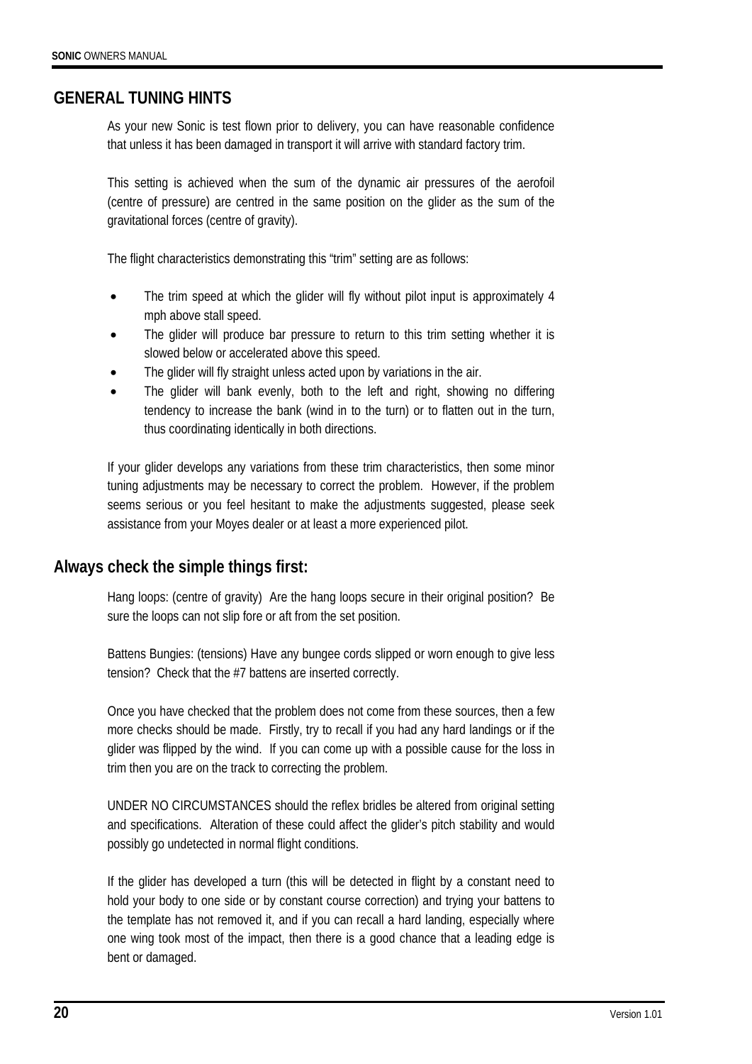## GENERAL TUNING HINTS

As your new Sonic is test flown prior to delivery, you can have reasonable confidence that unless it has been damaged in transport it will arrive with standard factory trim.

This setting is achieved when the sum of the dynamic air pressures of the aerofoil (centre of pressure) are centred in the same position on the glider as the sum of the gravitational forces (centre of gravity).

The flight characteristics demonstrating this "trim" setting are as follows:

- The trim speed at which the glider will fly without pilot input is approximately 4 mph above stall speed.
- The glider will produce bar pressure to return to this trim setting whether it is slowed below or accelerated above this speed.
- The glider will fly straight unless acted upon by variations in the air.
- The glider will bank evenly, both to the left and right, showing no differing tendency to increase the bank (wind in to the turn) or to flatten out in the turn, thus coordinating identically in both directions.

If your glider develops any variations from these trim characteristics, then some minor tuning adjustments may be necessary to correct the problem. However, if the problem seems serious or you feel hesitant to make the adjustments suggested, please seek assistance from your Moyes dealer or at least a more experienced pilot.

## Always check the simple things first:

Hang loops: (centre of gravity) Are the hang loops secure in their original position? Be sure the loops can not slip fore or aft from the set position.

Battens Bungies: (tensions) Have any bungee cords slipped or worn enough to give less tension? Check that the #7 battens are inserted correctly.

Once you have checked that the problem does not come from these sources, then a few more checks should be made. Firstly, try to recall if you had any hard landings or if the glider was flipped by the wind. If you can come up with a possible cause for the loss in trim then you are on the track to correcting the problem.

UNDER NO CIRCUMSTANCES should the reflex bridles be altered from original setting and specifications. Alteration of these could affect the glider's pitch stability and would possibly go undetected in normal flight conditions.

If the glider has developed a turn (this will be detected in flight by a constant need to hold your body to one side or by constant course correction) and trying your battens to the template has not removed it, and if you can recall a hard landing, especially where one wing took most of the impact, then there is a good chance that a leading edge is bent or damaged.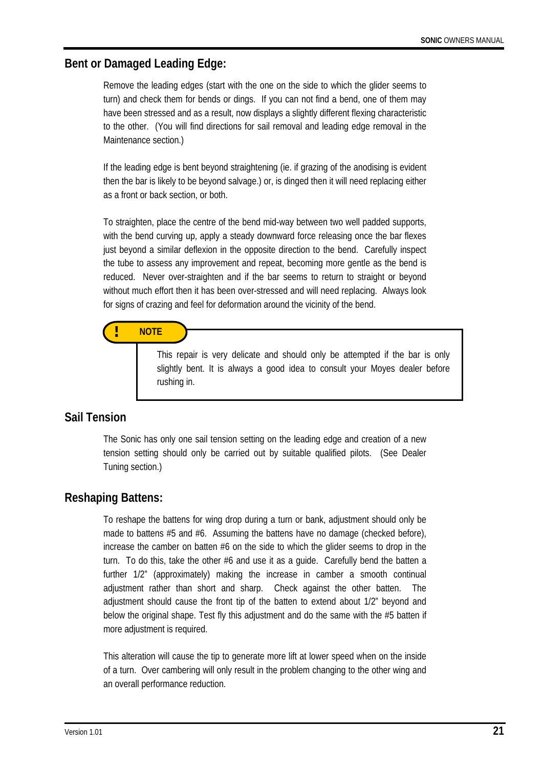## Bent or Damaged Leading Edge:

Remove the leading edges (start with the one on the side to which the glider seems to turn) and check them for bends or dings. If you can not find a bend, one of them may have been stressed and as a result, now displays a slightly different flexing characteristic to the other. (You will find directions for sail removal and leading edge removal in the Maintenance section.)

If the leading edge is bent beyond straightening (ie. if grazing of the anodising is evident then the bar is likely to be beyond salvage.) or, is dinged then it will need replacing either as a front or back section, or both.

To straighten, place the centre of the bend mid-way between two well padded supports, with the bend curving up, apply a steady downward force releasing once the bar flexes just beyond a similar deflexion in the opposite direction to the bend. Carefully inspect the tube to assess any improvement and repeat, becoming more gentle as the bend is reduced. Never over-straighten and if the bar seems to return to straight or beyond without much effort then it has been over-stressed and will need replacing. Always look for signs of crazing and feel for deformation around the vicinity of the bend.

> **! NOTE**
>
> This repair is very delicate and should only be attempted if the bar is only slightly bent. It is always a good idea to consult your Moyes dealer before rushing in.

## Sail Tension

The Sonic has only one sail tension setting on the leading edge and creation of a new tension setting should only be carried out by suitable qualified pilots. (See Dealer Tuning section.)

## Reshaping Battens:

To reshape the battens for wing drop during a turn or bank, adjustment should only be made to battens #5 and #6. Assuming the battens have no damage (checked before), increase the camber on batten #6 on the side to which the glider seems to drop in the turn. To do this, take the other #6 and use it as a guide. Carefully bend the batten a further 1/2" (approximately) making the increase in camber a smooth continual adjustment rather than short and sharp. Check against the other batten. The adjustment should cause the front tip of the batten to extend about 1/2" beyond and below the original shape. Test fly this adjustment and do the same with the #5 batten if more adjustment is required.

This alteration will cause the tip to generate more lift at lower speed when on the inside of a turn. Over cambering will only result in the problem changing to the other wing and an overall performance reduction.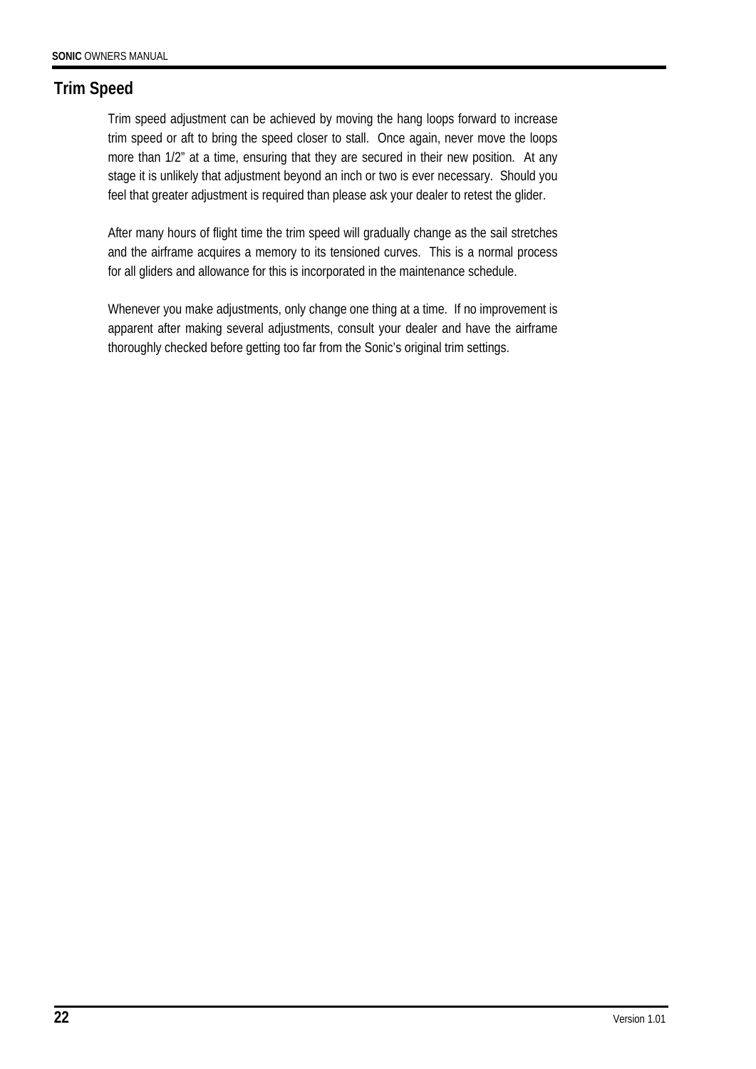## Trim Speed

Trim speed adjustment can be achieved by moving the hang loops forward to increase trim speed or aft to bring the speed closer to stall. Once again, never move the loops more than 1/2" at a time, ensuring that they are secured in their new position. At any stage it is unlikely that adjustment beyond an inch or two is ever necessary. Should you feel that greater adjustment is required than please ask your dealer to retest the glider.

After many hours of flight time the trim speed will gradually change as the sail stretches and the airframe acquires a memory to its tensioned curves. This is a normal process for all gliders and allowance for this is incorporated in the maintenance schedule.

Whenever you make adjustments, only change one thing at a time. If no improvement is apparent after making several adjustments, consult your dealer and have the airframe thoroughly checked before getting too far from the Sonic's original trim settings.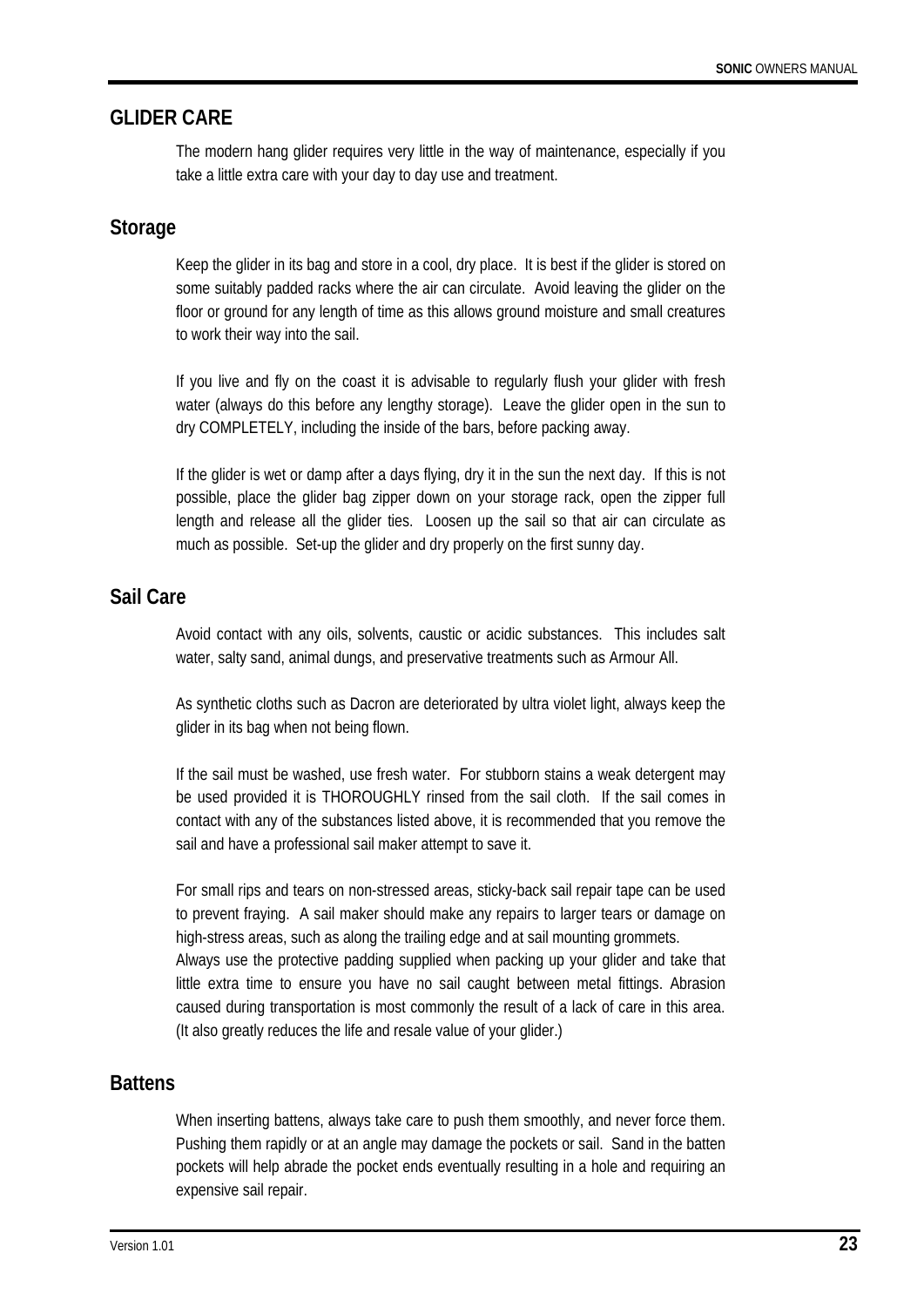## GLIDER CARE

The modern hang glider requires very little in the way of maintenance, especially if you take a little extra care with your day to day use and treatment.

### Storage

Keep the glider in its bag and store in a cool, dry place. It is best if the glider is stored on some suitably padded racks where the air can circulate. Avoid leaving the glider on the floor or ground for any length of time as this allows ground moisture and small creatures to work their way into the sail.

If you live and fly on the coast it is advisable to regularly flush your glider with fresh water (always do this before any lengthy storage). Leave the glider open in the sun to dry COMPLETELY, including the inside of the bars, before packing away.

If the glider is wet or damp after a days flying, dry it in the sun the next day. If this is not possible, place the glider bag zipper down on your storage rack, open the zipper full length and release all the glider ties. Loosen up the sail so that air can circulate as much as possible. Set-up the glider and dry properly on the first sunny day.

### Sail Care

Avoid contact with any oils, solvents, caustic or acidic substances. This includes salt water, salty sand, animal dungs, and preservative treatments such as Armour All.

As synthetic cloths such as Dacron are deteriorated by ultra violet light, always keep the glider in its bag when not being flown.

If the sail must be washed, use fresh water. For stubborn stains a weak detergent may be used provided it is THOROUGHLY rinsed from the sail cloth. If the sail comes in contact with any of the substances listed above, it is recommended that you remove the sail and have a professional sail maker attempt to save it.

For small rips and tears on non-stressed areas, sticky-back sail repair tape can be used to prevent fraying. A sail maker should make any repairs to larger tears or damage on high-stress areas, such as along the trailing edge and at sail mounting grommets.
Always use the protective padding supplied when packing up your glider and take that little extra time to ensure you have no sail caught between metal fittings. Abrasion caused during transportation is most commonly the result of a lack of care in this area. (It also greatly reduces the life and resale value of your glider.)

### Battens

When inserting battens, always take care to push them smoothly, and never force them. Pushing them rapidly or at an angle may damage the pockets or sail. Sand in the batten pockets will help abrade the pocket ends eventually resulting in a hole and requiring an expensive sail repair.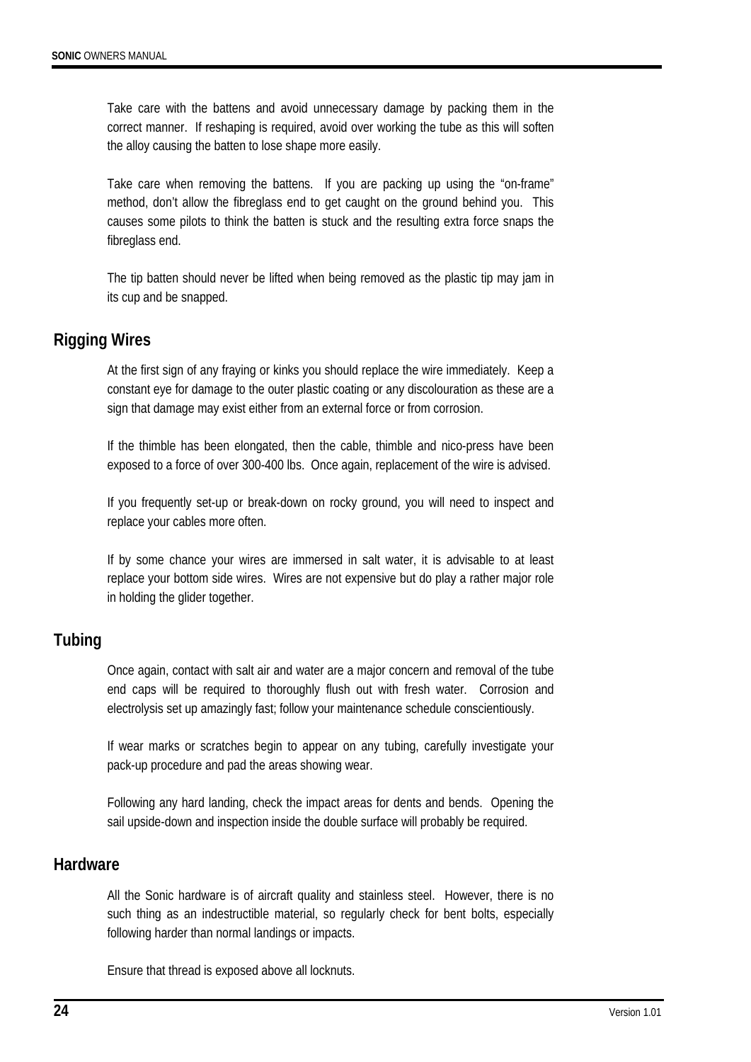Take care with the battens and avoid unnecessary damage by packing them in the correct manner. If reshaping is required, avoid over working the tube as this will soften the alloy causing the batten to lose shape more easily.

Take care when removing the battens. If you are packing up using the "on-frame" method, don't allow the fibreglass end to get caught on the ground behind you. This causes some pilots to think the batten is stuck and the resulting extra force snaps the fibreglass end.

The tip batten should never be lifted when being removed as the plastic tip may jam in its cup and be snapped.

## Rigging Wires

At the first sign of any fraying or kinks you should replace the wire immediately. Keep a constant eye for damage to the outer plastic coating or any discolouration as these are a sign that damage may exist either from an external force or from corrosion.

If the thimble has been elongated, then the cable, thimble and nico-press have been exposed to a force of over 300-400 lbs. Once again, replacement of the wire is advised.

If you frequently set-up or break-down on rocky ground, you will need to inspect and replace your cables more often.

If by some chance your wires are immersed in salt water, it is advisable to at least replace your bottom side wires. Wires are not expensive but do play a rather major role in holding the glider together.

## Tubing

Once again, contact with salt air and water are a major concern and removal of the tube end caps will be required to thoroughly flush out with fresh water. Corrosion and electrolysis set up amazingly fast; follow your maintenance schedule conscientiously.

If wear marks or scratches begin to appear on any tubing, carefully investigate your pack-up procedure and pad the areas showing wear.

Following any hard landing, check the impact areas for dents and bends. Opening the sail upside-down and inspection inside the double surface will probably be required.

## Hardware

All the Sonic hardware is of aircraft quality and stainless steel. However, there is no such thing as an indestructible material, so regularly check for bent bolts, especially following harder than normal landings or impacts.

Ensure that thread is exposed above all locknuts.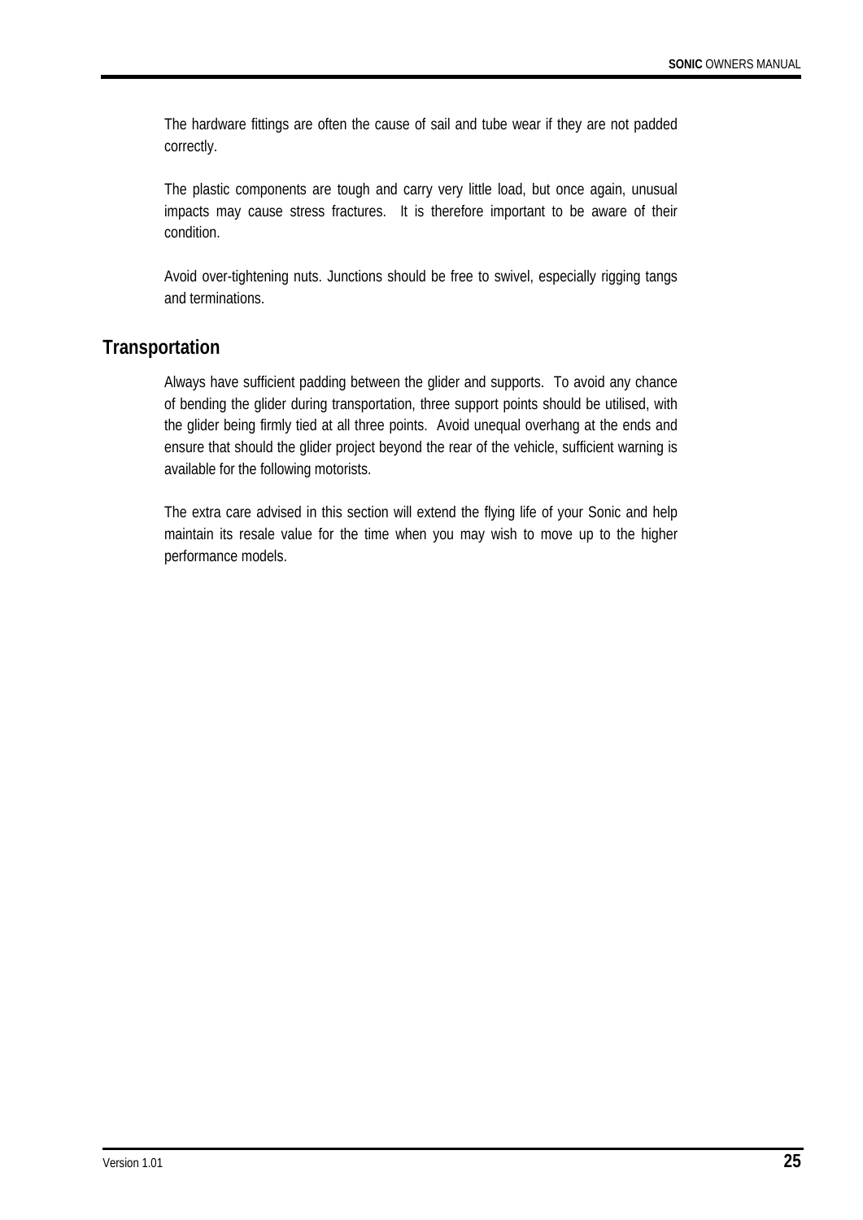The hardware fittings are often the cause of sail and tube wear if they are not padded correctly.

The plastic components are tough and carry very little load, but once again, unusual impacts may cause stress fractures. It is therefore important to be aware of their condition.

Avoid over-tightening nuts. Junctions should be free to swivel, especially rigging tangs and terminations.

## Transportation

Always have sufficient padding between the glider and supports. To avoid any chance of bending the glider during transportation, three support points should be utilised, with the glider being firmly tied at all three points. Avoid unequal overhang at the ends and ensure that should the glider project beyond the rear of the vehicle, sufficient warning is available for the following motorists.

The extra care advised in this section will extend the flying life of your Sonic and help maintain its resale value for the time when you may wish to move up to the higher performance models.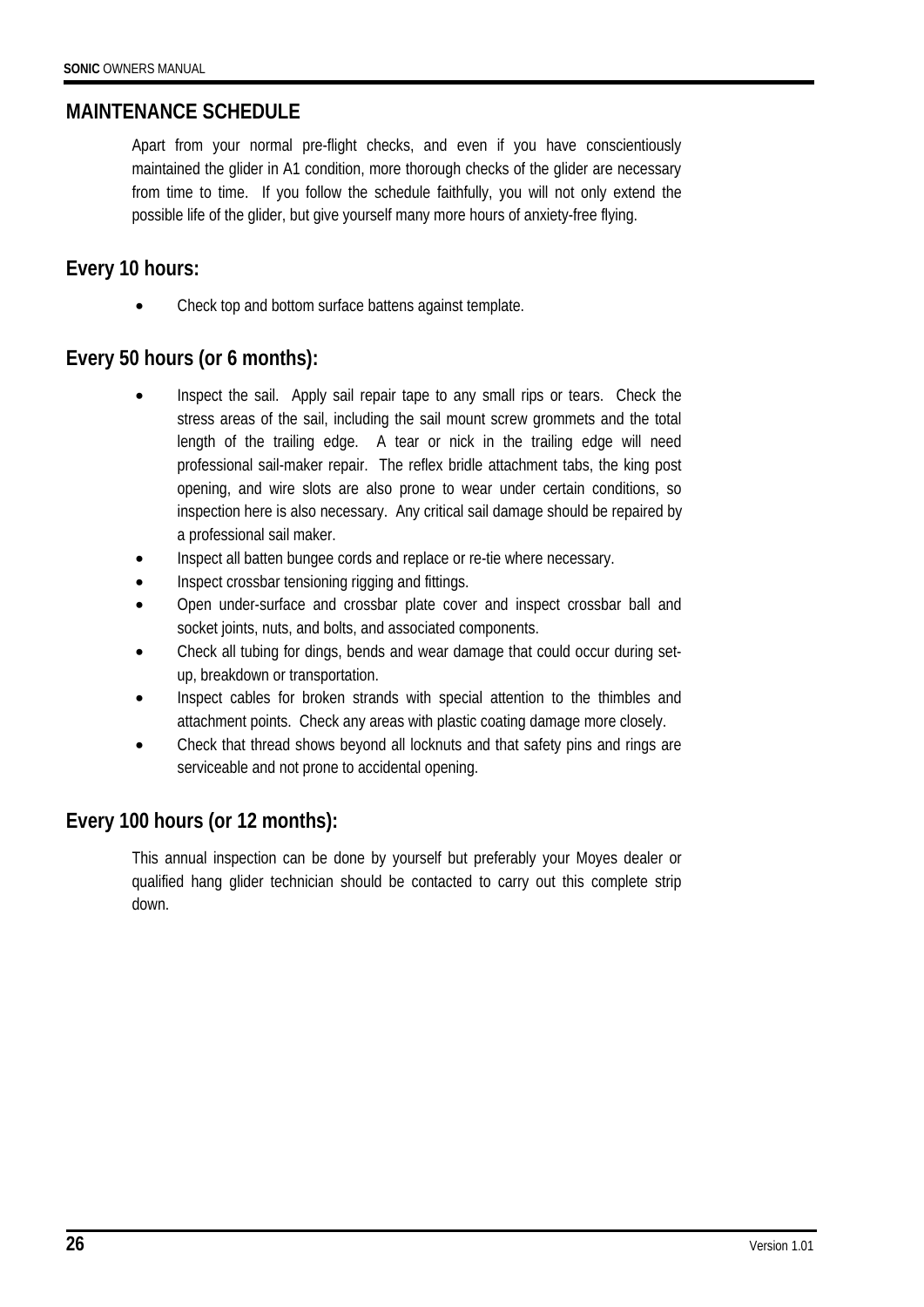## MAINTENANCE SCHEDULE

Apart from your normal pre-flight checks, and even if you have conscientiously maintained the glider in A1 condition, more thorough checks of the glider are necessary from time to time. If you follow the schedule faithfully, you will not only extend the possible life of the glider, but give yourself many more hours of anxiety-free flying.

### Every 10 hours:

- Check top and bottom surface battens against template.

### Every 50 hours (or 6 months):

- Inspect the sail. Apply sail repair tape to any small rips or tears. Check the stress areas of the sail, including the sail mount screw grommets and the total length of the trailing edge. A tear or nick in the trailing edge will need professional sail-maker repair. The reflex bridle attachment tabs, the king post opening, and wire slots are also prone to wear under certain conditions, so inspection here is also necessary. Any critical sail damage should be repaired by a professional sail maker.
- Inspect all batten bungee cords and replace or re-tie where necessary.
- Inspect crossbar tensioning rigging and fittings.
- Open under-surface and crossbar plate cover and inspect crossbar ball and socket joints, nuts, and bolts, and associated components.
- Check all tubing for dings, bends and wear damage that could occur during set-up, breakdown or transportation.
- Inspect cables for broken strands with special attention to the thimbles and attachment points. Check any areas with plastic coating damage more closely.
- Check that thread shows beyond all locknuts and that safety pins and rings are serviceable and not prone to accidental opening.

### Every 100 hours (or 12 months):

This annual inspection can be done by yourself but preferably your Moyes dealer or qualified hang glider technician should be contacted to carry out this complete strip down.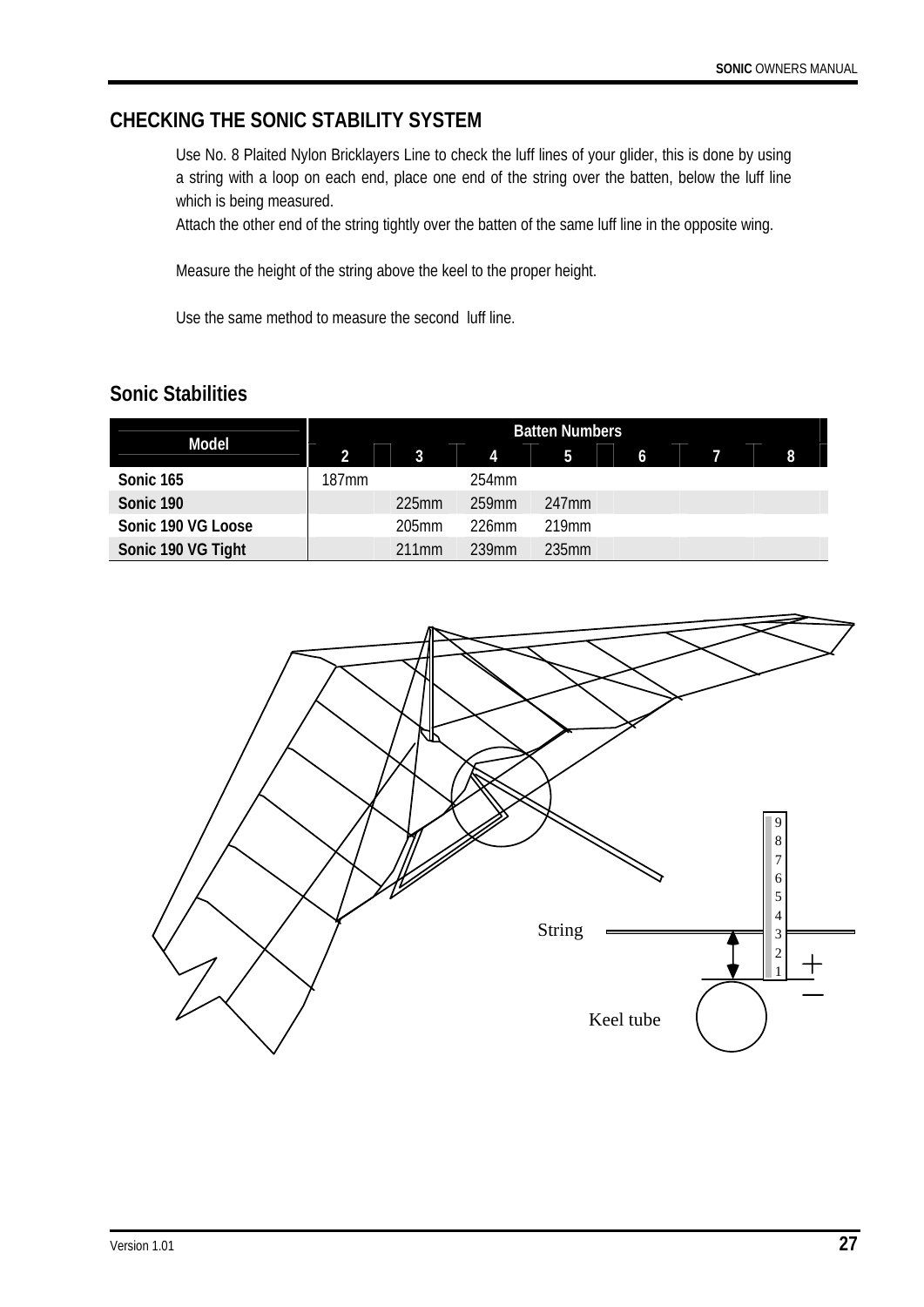## CHECKING THE SONIC STABILITY SYSTEM

Use No. 8 Plaited Nylon Bricklayers Line to check the luff lines of your glider, this is done by using a string with a loop on each end, place one end of the string over the batten, below the luff line which is being measured.
Attach the other end of the string tightly over the batten of the same luff line in the opposite wing.

Measure the height of the string above the keel to the proper height.

Use the same method to measure the second luff line.

## Sonic Stabilities

| Model | Batten Numbers | | | | | | |
|---|---|---|---|---|---|---|---|
| | 2 | 3 | 4 | 5 | 6 | 7 | 8 |
| **Sonic 165** | 187mm | | 254mm | | | | |
| **Sonic 190** | | 225mm | 259mm | 247mm | | | |
| **Sonic 190 VG Loose** | | 205mm | 226mm | 219mm | | | |
| **Sonic 190 VG Tight** | | 211mm | 239mm | 235mm | | | |

String

Keel tube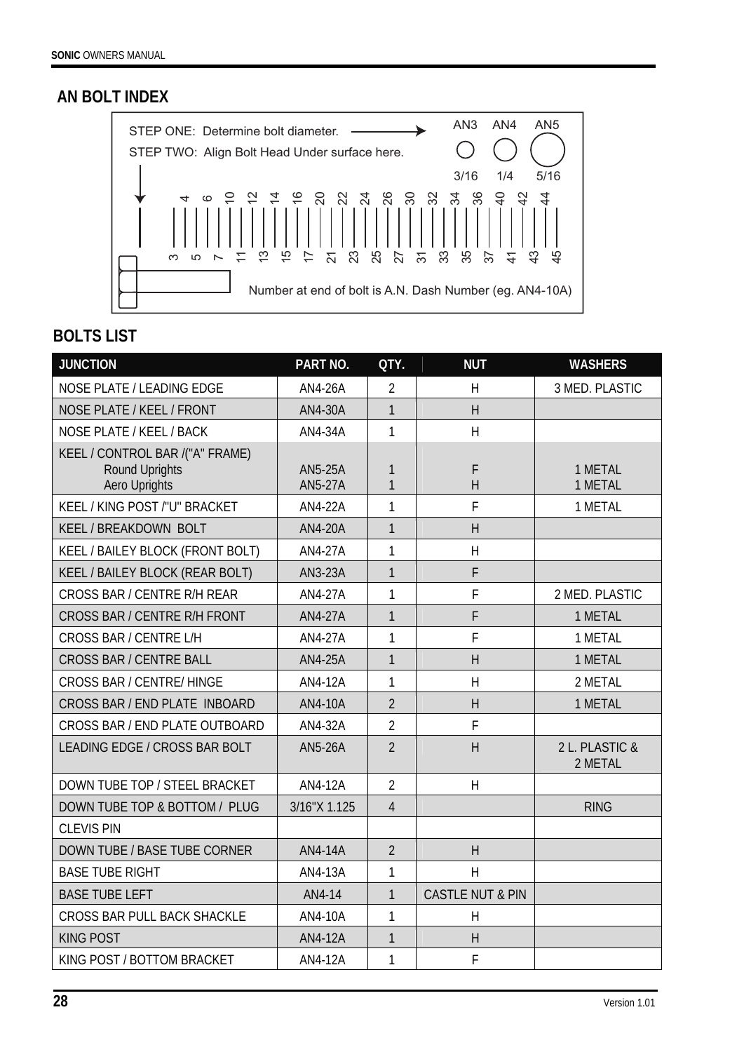## AN BOLT INDEX

STEP ONE: Determine bolt diameter.

STEP TWO: Align Bolt Head Under surface here.

AN3 AN4 AN5

3/16 1/4 5/16

4 6 10 12 14 16 20 22 24 26 30 32 34 36 40 42 44

3 5 7 11 13 15 17 21 23 25 27 31 33 35 37 41 43 45

Number at end of bolt is A.N. Dash Number (eg. AN4-10A)

## BOLTS LIST

| JUNCTION | PART NO. | QTY. | NUT | WASHERS |
|---|---|---|---|---|
| NOSE PLATE / LEADING EDGE | AN4-26A | 2 | H | 3 MED. PLASTIC |
| NOSE PLATE / KEEL / FRONT | AN4-30A | 1 | H | |
| NOSE PLATE / KEEL / BACK | AN4-34A | 1 | H | |
| KEEL / CONTROL BAR /("A" FRAME) Round Uprights Aero Uprights | AN5-25A AN5-27A | 1 1 | F H | 1 METAL 1 METAL |
| KEEL / KING POST /"U" BRACKET | AN4-22A | 1 | F | 1 METAL |
| KEEL / BREAKDOWN BOLT | AN4-20A | 1 | H | |
| KEEL / BAILEY BLOCK (FRONT BOLT) | AN4-27A | 1 | H | |
| KEEL / BAILEY BLOCK (REAR BOLT) | AN3-23A | 1 | F | |
| CROSS BAR / CENTRE R/H REAR | AN4-27A | 1 | F | 2 MED. PLASTIC |
| CROSS BAR / CENTRE R/H FRONT | AN4-27A | 1 | F | 1 METAL |
| CROSS BAR / CENTRE L/H | AN4-27A | 1 | F | 1 METAL |
| CROSS BAR / CENTRE BALL | AN4-25A | 1 | H | 1 METAL |
| CROSS BAR / CENTRE/ HINGE | AN4-12A | 1 | H | 2 METAL |
| CROSS BAR / END PLATE INBOARD | AN4-10A | 2 | H | 1 METAL |
| CROSS BAR / END PLATE OUTBOARD | AN4-32A | 2 | F | |
| LEADING EDGE / CROSS BAR BOLT | AN5-26A | 2 | H | 2 L. PLASTIC & 2 METAL |
| DOWN TUBE TOP / STEEL BRACKET | AN4-12A | 2 | H | |
| DOWN TUBE TOP & BOTTOM / PLUG | 3/16"X 1.125 | 4 | | RING |
| CLEVIS PIN | | | | |
| DOWN TUBE / BASE TUBE CORNER | AN4-14A | 2 | H | |
| BASE TUBE RIGHT | AN4-13A | 1 | H | |
| BASE TUBE LEFT | AN4-14 | 1 | CASTLE NUT & PIN | |
| CROSS BAR PULL BACK SHACKLE | AN4-10A | 1 | H | |
| KING POST | AN4-12A | 1 | H | |
| KING POST / BOTTOM BRACKET | AN4-12A | 1 | F | |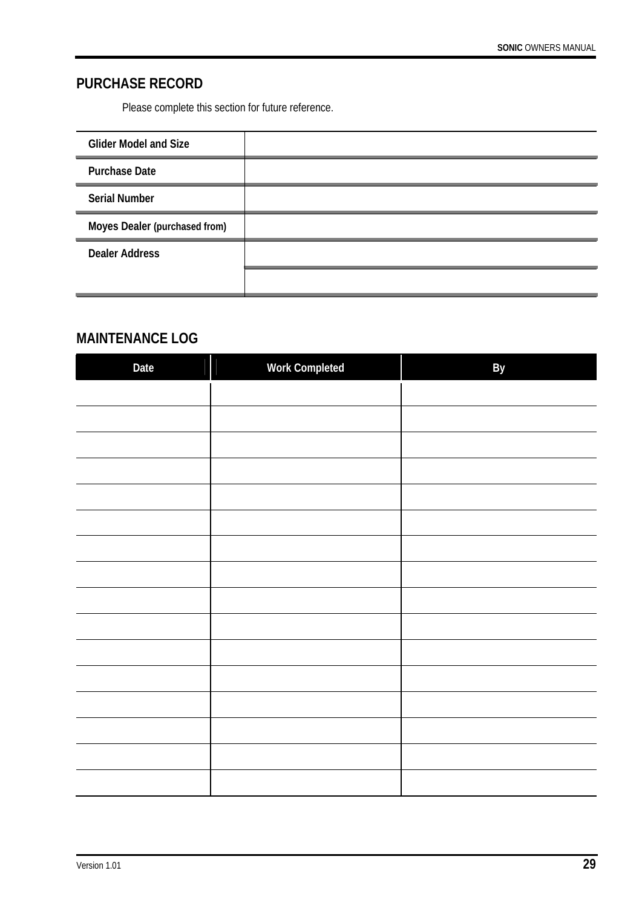## PURCHASE RECORD

Please complete this section for future reference.

| | |
|---|---|
| **Glider Model and Size** | |
| **Purchase Date** | |
| **Serial Number** | |
| **Moyes Dealer (purchased from)** | |
| **Dealer Address** | |
| | |

## MAINTENANCE LOG

| Date | Work Completed | By |
|---|---|---|
| | | |
| | | |
| | | |
| | | |
| | | |
| | | |
| | | |
| | | |
| | | |
| | | |
| | | |
| | | |
| | | |
| | | |
| | | |
| | | |